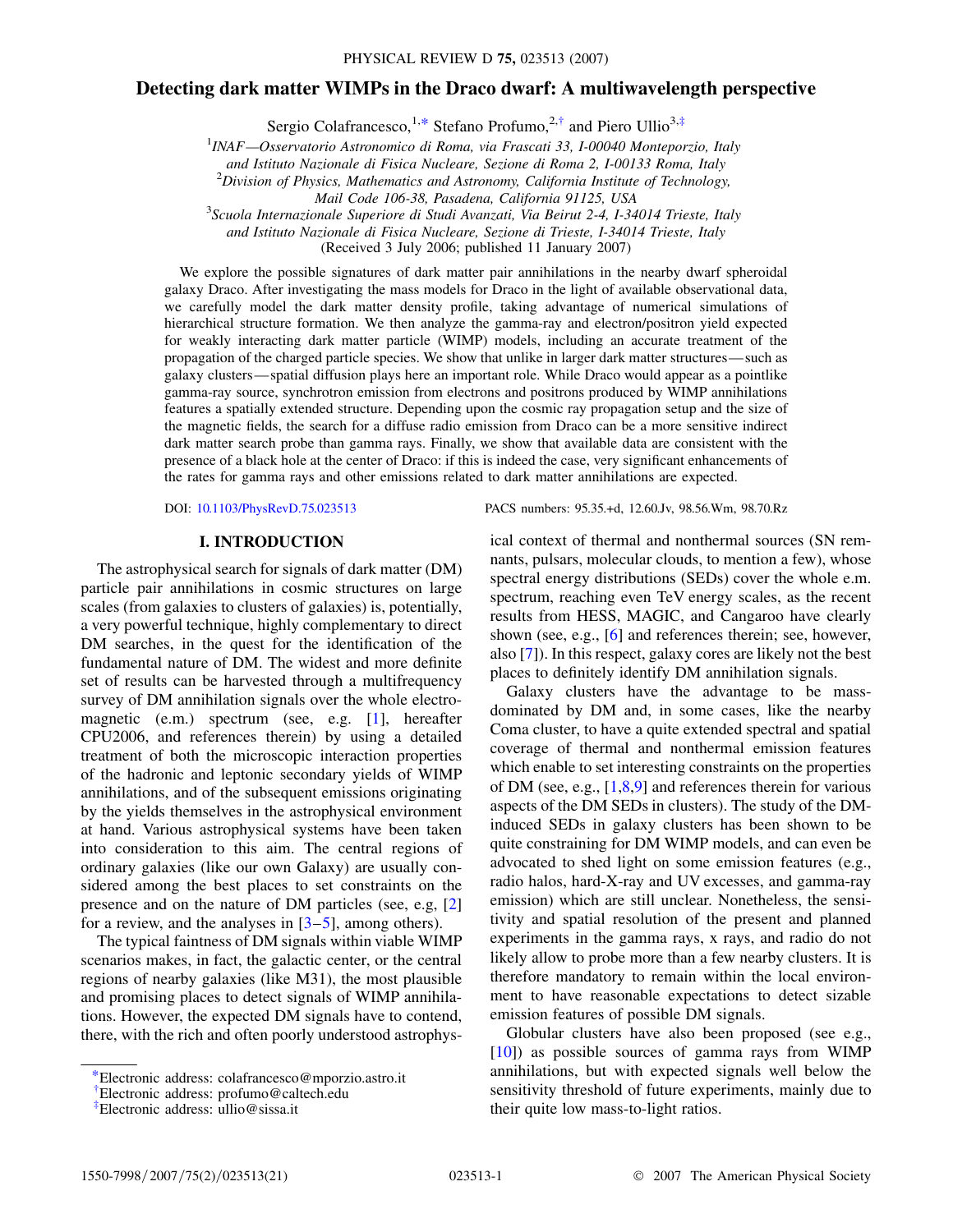# Detecting dark matter WIMPs in the Draco dwarf: A multiwavelength perspective

Sergio Colafrancesco,[1,*] Stefano Profumo,[2,†] and Piero Ullio[3,‡]

[1]INAF—Osservatorio Astronomico di Roma, via Frascati 33, I-00040 Monteporzio, Italy and Istituto Nazionale di Fisica Nucleare, Sezione di Roma 2, I-00133 Roma, Italy

[2]Division of Physics, Mathematics and Astronomy, California Institute of Technology, Mail Code 106-38, Pasadena, California 91125, USA

[3]Scuola Internazionale Superiore di Studi Avanzati, Via Beirut 2-4, I-34014 Trieste, Italy and Istituto Nazionale di Fisica Nucleare, Sezione di Trieste, I-34014 Trieste, Italy

(Received 3 July 2006; published 11 January 2007)

We explore the possible signatures of dark matter pair annihilations in the nearby dwarf spheroidal galaxy Draco. After investigating the mass models for Draco in the light of available observational data, we carefully model the dark matter density profile, taking advantage of numerical simulations of hierarchical structure formation. We then analyze the gamma-ray and electron/positron yield expected for weakly interacting dark matter particle (WIMP) models, including an accurate treatment of the propagation of the charged particle species. We show that unlike in larger dark matter structures—such as galaxy clusters—spatial diffusion plays here an important role. While Draco would appear as a pointlike gamma-ray source, synchrotron emission from electrons and positrons produced by WIMP annihilations features a spatially extended structure. Depending upon the cosmic ray propagation setup and the size of the magnetic fields, the search for a diffuse radio emission from Draco can be a more sensitive indirect dark matter search probe than gamma rays. Finally, we show that available data are consistent with the presence of a black hole at the center of Draco: if this is indeed the case, very significant enhancements of the rates for gamma rays and other emissions related to dark matter annihilations are expected.

DOI: 10.1103/PhysRevD.75.023513

PACS numbers: 95.35.+d, 12.60.Jv, 98.56.Wm, 98.70.Rz

## I. INTRODUCTION

The astrophysical search for signals of dark matter (DM) particle pair annihilations in cosmic structures on large scales (from galaxies to clusters of galaxies) is, potentially, a very powerful technique, highly complementary to direct DM searches, in the quest for the identification of the fundamental nature of DM. The widest and more definite set of results can be harvested through a multifrequency survey of DM annihilation signals over the whole electromagnetic (e.m.) spectrum (see, e.g. [1], hereafter CPU2006, and references therein) by using a detailed treatment of both the microscopic interaction properties of the hadronic and leptonic secondary yields of WIMP annihilations, and of the subsequent emissions originating by the yields themselves in the astrophysical environment at hand. Various astrophysical systems have been taken into consideration to this aim. The central regions of ordinary galaxies (like our own Galaxy) are usually considered among the best places to set constraints on the presence and on the nature of DM particles (see, e.g, [2] for a review, and the analyses in [3–5], among others).

The typical faintness of DM signals within viable WIMP scenarios makes, in fact, the galactic center, or the central regions of nearby galaxies (like M31), the most plausible and promising places to detect signals of WIMP annihilations. However, the expected DM signals have to contend, there, with the rich and often poorly understood astrophysical context of thermal and nonthermal sources (SN remnants, pulsars, molecular clouds, to mention a few), whose spectral energy distributions (SEDs) cover the whole e.m. spectrum, reaching even TeV energy scales, as the recent results from HESS, MAGIC, and Cangaroo have clearly shown (see, e.g., [6] and references therein; see, however, also [7]). In this respect, galaxy cores are likely not the best places to definitely identify DM annihilation signals.

Galaxy clusters have the advantage to be mass-dominated by DM and, in some cases, like the nearby Coma cluster, to have a quite extended spectral and spatial coverage of thermal and nonthermal emission features which enable to set interesting constraints on the properties of DM (see, e.g., [1,8,9] and references therein for various aspects of the DM SEDs in clusters). The study of the DM-induced SEDs in galaxy clusters has been shown to be quite constraining for DM WIMP models, and can even be advocated to shed light on some emission features (e.g., radio halos, hard-X-ray and UV excesses, and gamma-ray emission) which are still unclear. Nonetheless, the sensitivity and spatial resolution of the present and planned experiments in the gamma rays, x rays, and radio do not likely allow to probe more than a few nearby clusters. It is therefore mandatory to remain within the local environment to have reasonable expectations to detect sizable emission features of possible DM signals.

Globular clusters have also been proposed (see e.g., [10]) as possible sources of gamma rays from WIMP annihilations, but with expected signals well below the sensitivity threshold of future experiments, mainly due to their quite low mass-to-light ratios.

*Electronic address: colafrancesco@mporzio.astro.it
†Electronic address: profumo@caltech.edu
‡Electronic address: ullio@sissa.it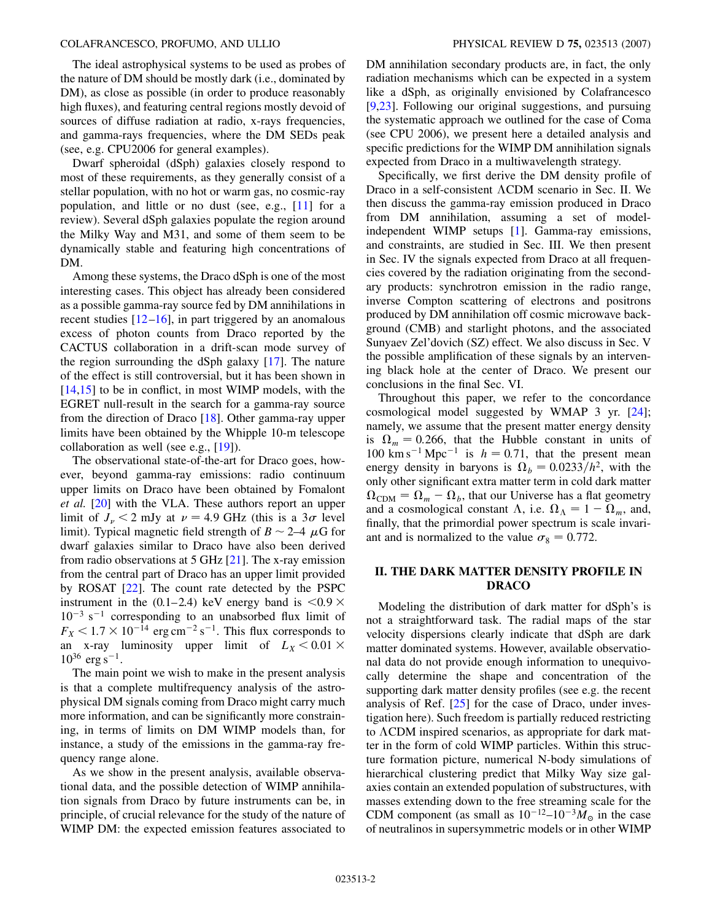The ideal astrophysical systems to be used as probes of the nature of DM should be mostly dark (i.e., dominated by DM), as close as possible (in order to produce reasonably high fluxes), and featuring central regions mostly devoid of sources of diffuse radiation at radio, x-rays frequencies, and gamma-rays frequencies, where the DM SEDs peak (see, e.g. CPU2006 for general examples).

Dwarf spheroidal (dSph) galaxies closely respond to most of these requirements, as they generally consist of a stellar population, with no hot or warm gas, no cosmic-ray population, and little or no dust (see, e.g., [11] for a review). Several dSph galaxies populate the region around the Milky Way and M31, and some of them seem to be dynamically stable and featuring high concentrations of DM.

Among these systems, the Draco dSph is one of the most interesting cases. This object has already been considered as a possible gamma-ray source fed by DM annihilations in recent studies [12–16], in part triggered by an anomalous excess of photon counts from Draco reported by the CACTUS collaboration in a drift-scan mode survey of the region surrounding the dSph galaxy [17]. The nature of the effect is still controversial, but it has been shown in [14,15] to be in conflict, in most WIMP models, with the EGRET null-result in the search for a gamma-ray source from the direction of Draco [18]. Other gamma-ray upper limits have been obtained by the Whipple 10-m telescope collaboration as well (see e.g., [19]).

The observational state-of-the-art for Draco goes, however, beyond gamma-ray emissions: radio continuum upper limits on Draco have been obtained by Fomalont *et al.* [20] with the VLA. These authors report an upper limit of $J_\nu < 2$ mJy at $\nu = 4.9$ GHz (this is a $3\sigma$ level limit). Typical magnetic field strength of $B \sim 2$–$4\ \mu$G for dwarf galaxies similar to Draco have also been derived from radio observations at 5 GHz [21]. The x-ray emission from the central part of Draco has an upper limit provided by ROSAT [22]. The count rate detected by the PSPC instrument in the (0.1–2.4) keV energy band is $<0.9 \times 10^{-3}\ \mathrm{s}^{-1}$ corresponding to an unabsorbed flux limit of $F_X < 1.7 \times 10^{-14}\ \mathrm{erg\,cm^{-2}\,s^{-1}}$. This flux corresponds to an x-ray luminosity upper limit of $L_X < 0.01 \times 10^{36}\ \mathrm{erg\,s^{-1}}$.

The main point we wish to make in the present analysis is that a complete multifrequency analysis of the astrophysical DM signals coming from Draco might carry much more information, and can be significantly more constraining, in terms of limits on DM WIMP models than, for instance, a study of the emissions in the gamma-ray frequency range alone.

As we show in the present analysis, available observational data, and the possible detection of WIMP annihilation signals from Draco by future instruments can be, in principle, of crucial relevance for the study of the nature of WIMP DM: the expected emission features associated to DM annihilation secondary products are, in fact, the only radiation mechanisms which can be expected in a system like a dSph, as originally envisioned by Colafrancesco [9,23]. Following our original suggestions, and pursuing the systematic approach we outlined for the case of Coma (see CPU 2006), we present here a detailed analysis and specific predictions for the WIMP DM annihilation signals expected from Draco in a multiwavelength strategy.

Specifically, we first derive the DM density profile of Draco in a self-consistent ΛCDM scenario in Sec. II. We then discuss the gamma-ray emission produced in Draco from DM annihilation, assuming a set of model-independent WIMP setups [1]. Gamma-ray emissions, and constraints, are studied in Sec. III. We then present in Sec. IV the signals expected from Draco at all frequencies covered by the radiation originating from the secondary products: synchrotron emission in the radio range, inverse Compton scattering of electrons and positrons produced by DM annihilation off cosmic microwave background (CMB) and starlight photons, and the associated Sunyaev Zel'dovich (SZ) effect. We also discuss in Sec. V the possible amplification of these signals by an intervening black hole at the center of Draco. We present our conclusions in the final Sec. VI.

Throughout this paper, we refer to the concordance cosmological model suggested by WMAP 3 yr. [24]; namely, we assume that the present matter energy density is $\Omega_m = 0.266$, that the Hubble constant in units of $100\ \mathrm{km\,s^{-1}\,Mpc^{-1}}$ is $h = 0.71$, that the present mean energy density in baryons is $\Omega_b = 0.0233/h^2$, with the only other significant extra matter term in cold dark matter $\Omega_{\mathrm{CDM}} = \Omega_m - \Omega_b$, that our Universe has a flat geometry and a cosmological constant $\Lambda$, i.e. $\Omega_\Lambda = 1 - \Omega_m$, and, finally, that the primordial power spectrum is scale invariant and is normalized to the value $\sigma_8 = 0.772$.

## II. THE DARK MATTER DENSITY PROFILE IN DRACO

Modeling the distribution of dark matter for dSph's is not a straightforward task. The radial maps of the star velocity dispersions clearly indicate that dSph are dark matter dominated systems. However, available observational data do not provide enough information to unequivocally determine the shape and concentration of the supporting dark matter density profiles (see e.g. the recent analysis of Ref. [25] for the case of Draco, under investigation here). Such freedom is partially reduced restricting to ΛCDM inspired scenarios, as appropriate for dark matter in the form of cold WIMP particles. Within this structure formation picture, numerical N-body simulations of hierarchical clustering predict that Milky Way size galaxies contain an extended population of substructures, with masses extending down to the free streaming scale for the CDM component (as small as $10^{-12}$–$10^{-3} M_\odot$ in the case of neutralinos in supersymmetric models or in other WIMP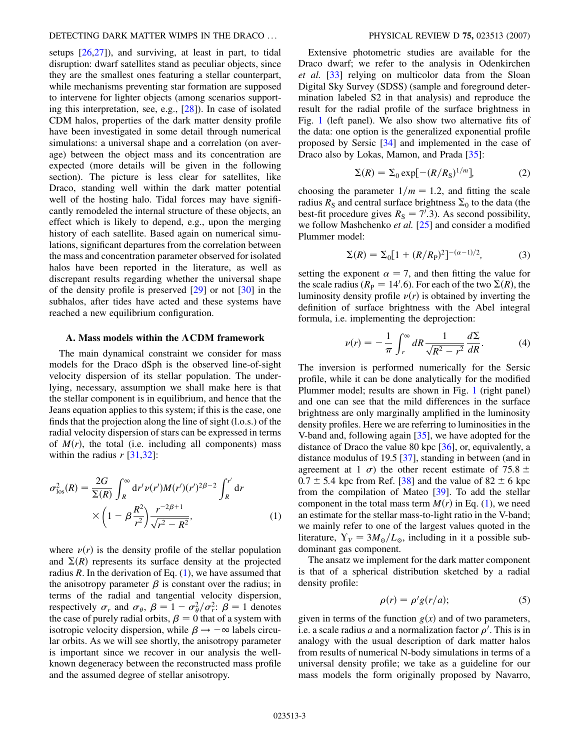setups [26,27]), and surviving, at least in part, to tidal disruption: dwarf satellites stand as peculiar objects, since they are the smallest ones featuring a stellar counterpart, while mechanisms preventing star formation are supposed to intervene for lighter objects (among scenarios supporting this interpretation, see, e.g., [28]). In case of isolated CDM halos, properties of the dark matter density profile have been investigated in some detail through numerical simulations: a universal shape and a correlation (on average) between the object mass and its concentration are expected (more details will be given in the following section). The picture is less clear for satellites, like Draco, standing well within the dark matter potential well of the hosting halo. Tidal forces may have significantly remodeled the internal structure of these objects, an effect which is likely to depend, e.g., upon the merging history of each satellite. Based again on numerical simulations, significant departures from the correlation between the mass and concentration parameter observed for isolated halos have been reported in the literature, as well as discrepant results regarding whether the universal shape of the density profile is preserved [29] or not [30] in the subhalos, after tides have acted and these systems have reached a new equilibrium configuration.

### A. Mass models within the ΛCDM framework

The main dynamical constraint we consider for mass models for the Draco dSph is the observed line-of-sight velocity dispersion of its stellar population. The underlying, necessary, assumption we shall make here is that the stellar component is in equilibrium, and hence that the Jeans equation applies to this system; if this is the case, one finds that the projection along the line of sight (l.o.s.) of the radial velocity dispersion of stars can be expressed in terms of $M(r)$, the total (i.e. including all components) mass within the radius $r$ [31,32]:

$$\sigma_{\rm los}^2(R) = \frac{2G}{\Sigma(R)}\int_R^\infty {\rm d}r' \nu(r') M(r')(r')^{2\beta-2}\int_R^{r'} {\rm d}r \times \left(1-\beta\frac{R^2}{r^2}\right)\frac{r^{-2\beta+1}}{\sqrt{r^2-R^2}}, \tag{1}$$

where $\nu(r)$ is the density profile of the stellar population and $\Sigma(R)$ represents its surface density at the projected radius $R$. In the derivation of Eq. (1), we have assumed that the anisotropy parameter $\beta$ is constant over the radius; in terms of the radial and tangential velocity dispersion, respectively $\sigma_r$ and $\sigma_\theta$, $\beta = 1 - \sigma_\theta^2/\sigma_r^2$: $\beta = 1$ denotes the case of purely radial orbits, $\beta = 0$ that of a system with isotropic velocity dispersion, while $\beta \to -\infty$ labels circular orbits. As we will see shortly, the anisotropy parameter is important since we recover in our analysis the well-known degeneracy between the reconstructed mass profile and the assumed degree of stellar anisotropy.

Extensive photometric studies are available for the Draco dwarf; we refer to the analysis in Odenkirchen *et al.* [33] relying on multicolor data from the Sloan Digital Sky Survey (SDSS) (sample and foreground determination labeled S2 in that analysis) and reproduce the result for the radial profile of the surface brightness in Fig. 1 (left panel). We also show two alternative fits of the data: one option is the generalized exponential profile proposed by Sersic [34] and implemented in the case of Draco also by Lokas, Mamon, and Prada [35]:

$$\Sigma(R) = \Sigma_0 \exp[-(R/R_{\rm S})^{1/m}], \tag{2}$$

choosing the parameter $1/m = 1.2$, and fitting the scale radius $R_{\rm S}$ and central surface brightness $\Sigma_0$ to the data (the best-fit procedure gives $R_{\rm S} = 7'.3$). As second possibility, we follow Mashchenko *et al.* [25] and consider a modified Plummer model:

$$\Sigma(R) = \Sigma_0[1 + (R/R_{\rm P})^2]^{-(\alpha-1)/2}, \tag{3}$$

setting the exponent $\alpha = 7$, and then fitting the value for the scale radius ($R_{\rm P} = 14'.6$). For each of the two $\Sigma(R)$, the luminosity density profile $\nu(r)$ is obtained by inverting the definition of surface brightness with the Abel integral formula, i.e. implementing the deprojection:

$$\nu(r) = -\frac{1}{\pi}\int_r^\infty dR \frac{1}{\sqrt{R^2-r^2}}\frac{d\Sigma}{dR}. \tag{4}$$

The inversion is performed numerically for the Sersic profile, while it can be done analytically for the modified Plummer model; results are shown in Fig. 1 (right panel) and one can see that the mild differences in the surface brightness are only marginally amplified in the luminosity density profiles. Here we are referring to luminosities in the V-band and, following again [35], we have adopted for the distance of Draco the value 80 kpc [36], or, equivalently, a distance modulus of 19.5 [37], standing in between (and in agreement at 1 $\sigma$) the other recent estimate of $75.8 \pm 0.7 \pm 5.4$ kpc from Ref. [38] and the value of $82 \pm 6$ kpc from the compilation of Mateo [39]. To add the stellar component in the total mass term $M(r)$ in Eq. (1), we need an estimate for the stellar mass-to-light ratio in the V-band; we mainly refer to one of the largest values quoted in the literature, $\Upsilon_V = 3M_\odot/L_\odot$, including in it a possible subdominant gas component.

The ansatz we implement for the dark matter component is that of a spherical distribution sketched by a radial density profile:

$$\rho(r) = \rho' g(r/a); \tag{5}$$

given in terms of the function $g(x)$ and of two parameters, i.e. a scale radius $a$ and a normalization factor $\rho'$. This is in analogy with the usual description of dark matter halos from results of numerical N-body simulations in terms of a universal density profile; we take as a guideline for our mass models the form originally proposed by Navarro,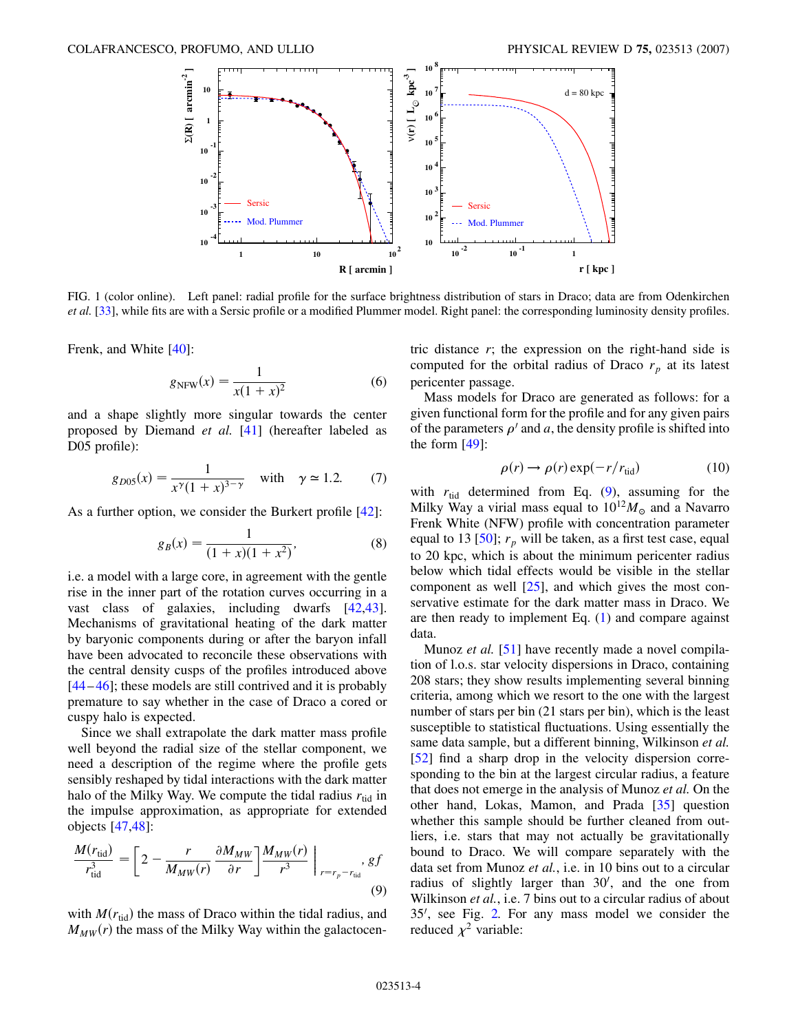FIG. 1 (color online). Left panel: radial profile for the surface brightness distribution of stars in Draco; data are from Odenkirchen *et al.* [33], while fits are with a Sersic profile or a modified Plummer model. Right panel: the corresponding luminosity density profiles.

Frenk, and White [40]:

$$g_{\rm NFW}(x) = \frac{1}{x(1+x)^2} \tag{6}$$

and a shape slightly more singular towards the center proposed by Diemand *et al.* [41] (hereafter labeled as D05 profile):

$$g_{D05}(x) = \frac{1}{x^\gamma (1+x)^{3-\gamma}} \quad \text{with} \quad \gamma \simeq 1.2. \tag{7}$$

As a further option, we consider the Burkert profile [42]:

$$g_B(x) = \frac{1}{(1+x)(1+x^2)}, \tag{8}$$

i.e. a model with a large core, in agreement with the gentle rise in the inner part of the rotation curves occurring in a vast class of galaxies, including dwarfs [42,43]. Mechanisms of gravitational heating of the dark matter by baryonic components during or after the baryon infall have been advocated to reconcile these observations with the central density cusps of the profiles introduced above [44–46]; these models are still contrived and it is probably premature to say whether in the case of Draco a cored or cuspy halo is expected.

Since we shall extrapolate the dark matter mass profile well beyond the radial size of the stellar component, we need a description of the regime where the profile gets sensibly reshaped by tidal interactions with the dark matter halo of the Milky Way. We compute the tidal radius $r_{\rm tid}$ in the impulse approximation, as appropriate for extended objects [47,48]:

$$\frac{M(r_{\rm tid})}{r_{\rm tid}^3} = \left[2 - \frac{r}{M_{MW}(r)}\frac{\partial M_{MW}}{\partial r}\right]\frac{M_{MW}(r)}{r^3}\Bigg|_{r=r_p - r_{\rm tid}}, \tag{9}$$

with $M(r_{\rm tid})$ the mass of Draco within the tidal radius, and $M_{MW}(r)$ the mass of the Milky Way within the galactocentric distance $r$; the expression on the right-hand side is computed for the orbital radius of Draco $r_p$ at its latest pericenter passage.

Mass models for Draco are generated as follows: for a given functional form for the profile and for any given pairs of the parameters $\rho'$ and $a$, the density profile is shifted into the form [49]:

$$\rho(r) \to \rho(r)\exp(-r/r_{\rm tid}) \tag{10}$$

with $r_{\rm tid}$ determined from Eq. (9), assuming for the Milky Way a virial mass equal to $10^{12} M_\odot$ and a Navarro Frenk White (NFW) profile with concentration parameter equal to 13 [50]; $r_p$ will be taken, as a first test case, equal to 20 kpc, which is about the minimum pericenter radius below which tidal effects would be visible in the stellar component as well [25], and which gives the most conservative estimate for the dark matter mass in Draco. We are then ready to implement Eq. (1) and compare against data.

Munoz *et al.* [51] have recently made a novel compilation of l.o.s. star velocity dispersions in Draco, containing 208 stars; they show results implementing several binning criteria, among which we resort to the one with the largest number of stars per bin (21 stars per bin), which is the least susceptible to statistical fluctuations. Using essentially the same data sample, but a different binning, Wilkinson *et al.* [52] find a sharp drop in the velocity dispersion corresponding to the bin at the largest circular radius, a feature that does not emerge in the analysis of Munoz *et al.* On the other hand, Lokas, Mamon, and Prada [35] question whether this sample should be further cleaned from outliers, i.e. stars that may not actually be gravitationally bound to Draco. We will compare separately with the data set from Munoz *et al.*, i.e. in 10 bins out to a circular radius of slightly larger than 30′, and the one from Wilkinson *et al.*, i.e. 7 bins out to a circular radius of about 35′, see Fig. 2. For any mass model we consider the reduced $\chi^2$ variable: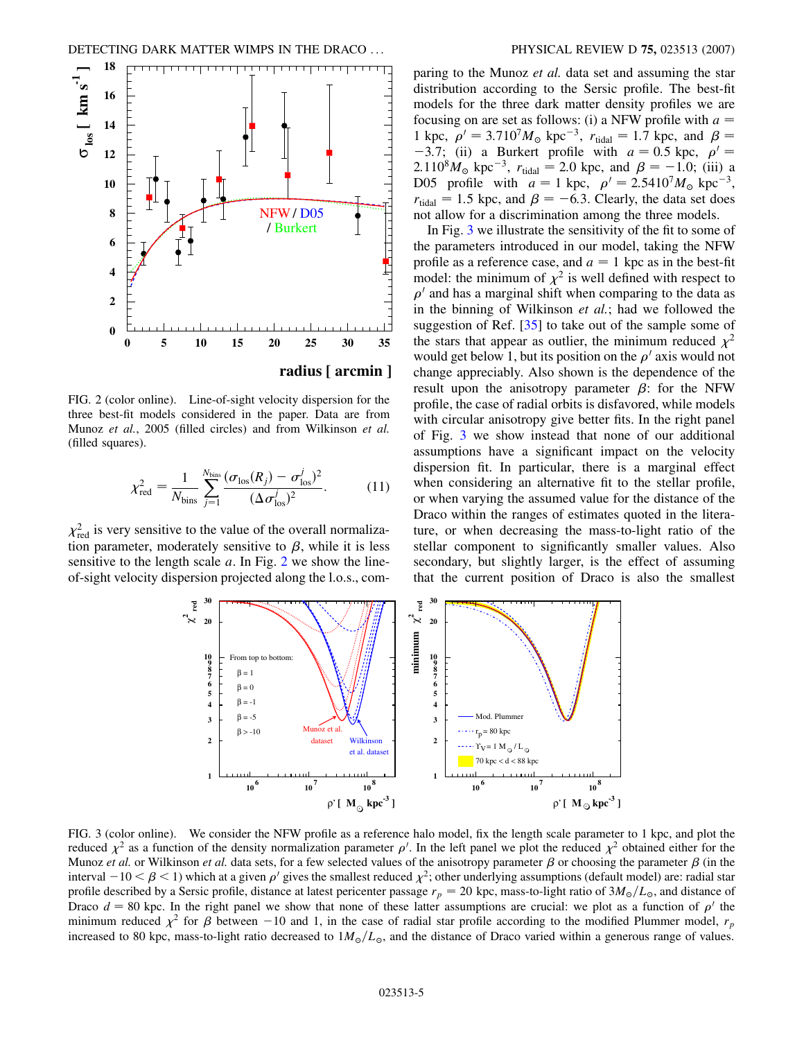FIG. 2 (color online). Line-of-sight velocity dispersion for the three best-fit models considered in the paper. Data are from Munoz *et al.*, 2005 (filled circles) and from Wilkinson *et al.* (filled squares).

$$\chi^2_{\rm red} = \frac{1}{N_{\rm bins}} \sum_{j=1}^{N_{\rm bins}} \frac{(\sigma_{\rm los}(R_j) - \sigma^j_{\rm los})^2}{(\Delta\sigma^j_{\rm los})^2}. \qquad (11)$$

$\chi^2_{\rm red}$ is very sensitive to the value of the overall normalization parameter, moderately sensitive to $\beta$, while it is less sensitive to the length scale $a$. In Fig. 2 we show the line-of-sight velocity dispersion projected along the l.o.s., comparing to the Munoz *et al.* data set and assuming the star distribution according to the Sersic profile. The best-fit models for the three dark matter density profiles we are focusing on are set as follows: (i) a NFW profile with $a = 1$ kpc, $\rho' = 3.7 10^7 M_\odot$ kpc$^{-3}$, $r_{\rm tidal} = 1.7$ kpc, and $\beta = -3.7$; (ii) a Burkert profile with $a = 0.5$ kpc, $\rho' = 2.1 10^8 M_\odot$ kpc$^{-3}$, $r_{\rm tidal} = 2.0$ kpc, and $\beta = -1.0$; (iii) a D05 profile with $a = 1$ kpc, $\rho' = 2.54 10^7 M_\odot$ kpc$^{-3}$, $r_{\rm tidal} = 1.5$ kpc, and $\beta = -6.3$. Clearly, the data set does not allow for a discrimination among the three models.

In Fig. 3 we illustrate the sensitivity of the fit to some of the parameters introduced in our model, taking the NFW profile as a reference case, and $a = 1$ kpc as in the best-fit model: the minimum of $\chi^2$ is well defined with respect to $\rho'$ and has a marginal shift when comparing to the data as in the binning of Wilkinson *et al.*; had we followed the suggestion of Ref. [35] to take out of the sample some of the stars that appear as outlier, the minimum reduced $\chi^2$ would get below 1, but its position on the $\rho'$ axis would not change appreciably. Also shown is the dependence of the result upon the anisotropy parameter $\beta$: for the NFW profile, the case of radial orbits is disfavored, while models with circular anisotropy give better fits. In the right panel of Fig. 3 we show instead that none of our additional assumptions have a significant impact on the velocity dispersion fit. In particular, there is a marginal effect when considering an alternative fit to the stellar profile, or when varying the assumed value for the distance of the Draco within the ranges of estimates quoted in the literature, or when decreasing the mass-to-light ratio of the stellar component to significantly smaller values. Also secondary, but slightly larger, is the effect of assuming that the current position of Draco is also the smallest

FIG. 3 (color online). We consider the NFW profile as a reference halo model, fix the length scale parameter to 1 kpc, and plot the reduced $\chi^2$ as a function of the density normalization parameter $\rho'$. In the left panel we plot the reduced $\chi^2$ obtained either for the Munoz *et al.* or Wilkinson *et al.* data sets, for a few selected values of the anisotropy parameter $\beta$ or choosing the parameter $\beta$ (in the interval $-10 < \beta < 1$) which at a given $\rho'$ gives the smallest reduced $\chi^2$; other underlying assumptions (default model) are: radial star profile described by a Sersic profile, distance at latest pericenter passage $r_p = 20$ kpc, mass-to-light ratio of $3 M_\odot/L_\odot$, and distance of Draco $d = 80$ kpc. In the right panel we show that none of these latter assumptions are crucial: we plot as a function of $\rho'$ the minimum reduced $\chi^2$ for $\beta$ between $-10$ and 1, in the case of radial star profile according to the modified Plummer model, $r_p$ increased to 80 kpc, mass-to-light ratio decreased to $1 M_\odot/L_\odot$, and the distance of Draco varied within a generous range of values.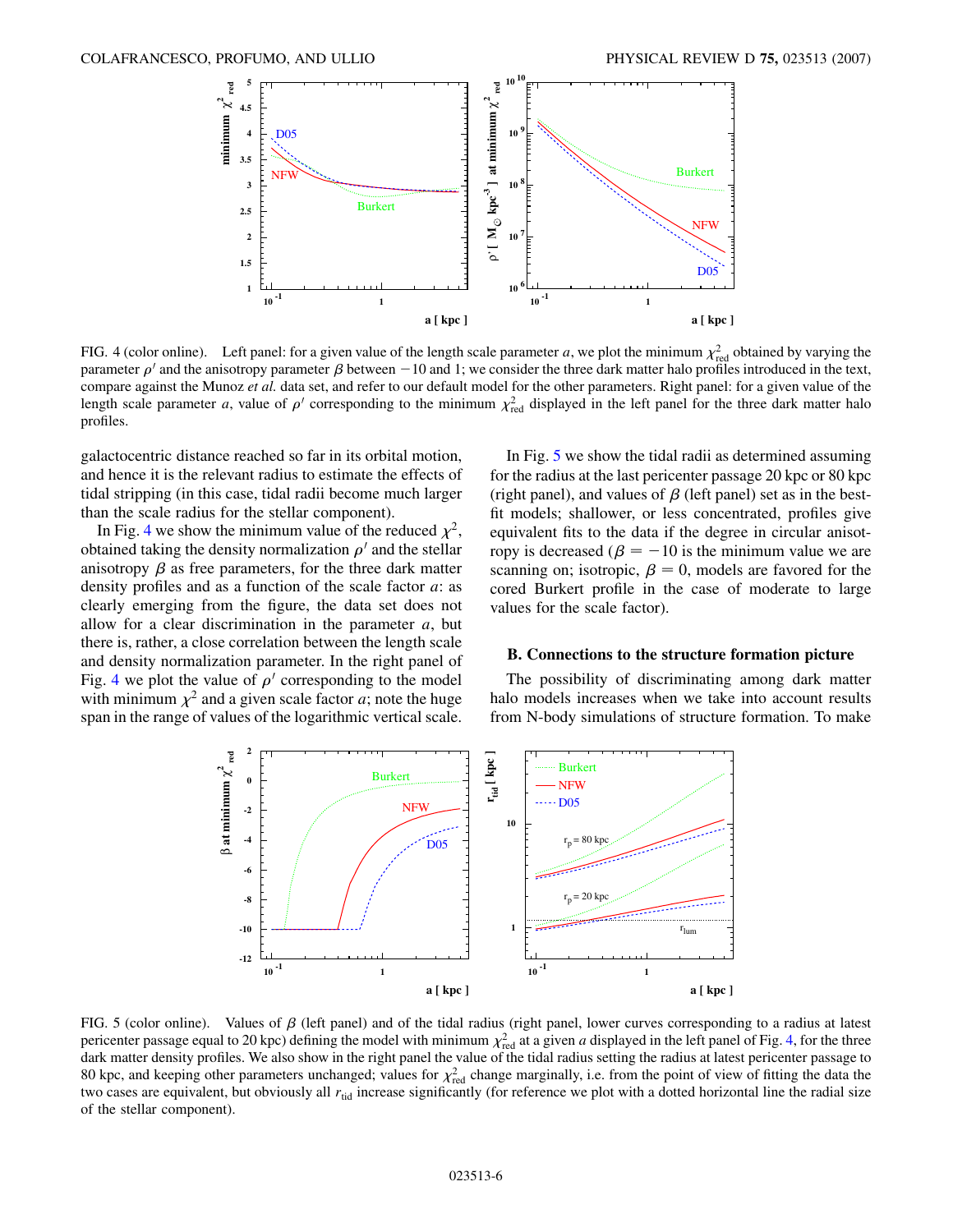FIG. 4 (color online). Left panel: for a given value of the length scale parameter $a$, we plot the minimum $\chi^2_{\rm red}$ obtained by varying the parameter $\rho'$ and the anisotropy parameter $\beta$ between $-10$ and 1; we consider the three dark matter halo profiles introduced in the text, compare against the Munoz *et al.* data set, and refer to our default model for the other parameters. Right panel: for a given value of the length scale parameter $a$, value of $\rho'$ corresponding to the minimum $\chi^2_{\rm red}$ displayed in the left panel for the three dark matter halo profiles.

galactocentric distance reached so far in its orbital motion, and hence it is the relevant radius to estimate the effects of tidal stripping (in this case, tidal radii become much larger than the scale radius for the stellar component).

In Fig. 4 we show the minimum value of the reduced $\chi^2$, obtained taking the density normalization $\rho'$ and the stellar anisotropy $\beta$ as free parameters, for the three dark matter density profiles and as a function of the scale factor $a$: as clearly emerging from the figure, the data set does not allow for a clear discrimination in the parameter $a$, but there is, rather, a close correlation between the length scale and density normalization parameter. In the right panel of Fig. 4 we plot the value of $\rho'$ corresponding to the model with minimum $\chi^2$ and a given scale factor $a$; note the huge span in the range of values of the logarithmic vertical scale.

In Fig. 5 we show the tidal radii as determined assuming for the radius at the last pericenter passage 20 kpc or 80 kpc (right panel), and values of $\beta$ (left panel) set as in the best-fit models; shallower, or less concentrated, profiles give equivalent fits to the data if the degree in circular anisotropy is decreased ($\beta = -10$ is the minimum value we are scanning on; isotropic, $\beta = 0$, models are favored for the cored Burkert profile in the case of moderate to large values for the scale factor).

### B. Connections to the structure formation picture

The possibility of discriminating among dark matter halo models increases when we take into account results from N-body simulations of structure formation. To make

FIG. 5 (color online). Values of $\beta$ (left panel) and of the tidal radius (right panel, lower curves corresponding to a radius at latest pericenter passage equal to 20 kpc) defining the model with minimum $\chi^2_{\rm red}$ at a given $a$ displayed in the left panel of Fig. 4, for the three dark matter density profiles. We also show in the right panel the value of the tidal radius setting the radius at latest pericenter passage to 80 kpc, and keeping other parameters unchanged; values for $\chi^2_{\rm red}$ change marginally, i.e. from the point of view of fitting the data the two cases are equivalent, but obviously all $r_{\rm tid}$ increase significantly (for reference we plot with a dotted horizontal line the radial size of the stellar component).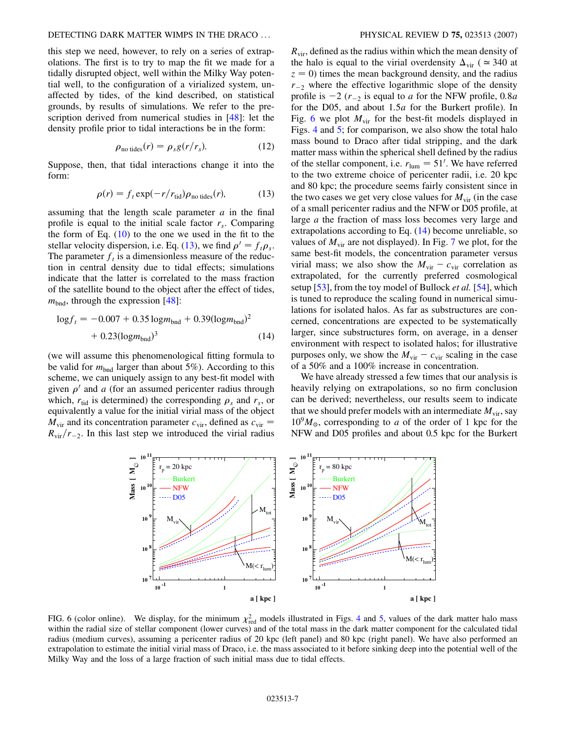this step we need, however, to rely on a series of extrapolations. The first is to try to map the fit we made for a tidally disrupted object, well within the Milky Way potential well, to the configuration of a virialized system, unaffected by tides, of the kind described, on statistical grounds, by results of simulations. We refer to the prescription derived from numerical studies in [48]: let the density profile prior to tidal interactions be in the form:

$$\rho_{\text{no tides}}(r) = \rho_s g(r/r_s). \tag{12}$$

Suppose, then, that tidal interactions change it into the form:

$$\rho(r) = f_t \exp(-r/r_{\text{tid}})\rho_{\text{no tides}}(r), \tag{13}$$

assuming that the length scale parameter $a$ in the final profile is equal to the initial scale factor $r_s$. Comparing the form of Eq. (10) to the one we used in the fit to the stellar velocity dispersion, i.e. Eq. (13), we find $\rho' = f_t \rho_s$. The parameter $f_t$ is a dimensionless measure of the reduction in central density due to tidal effects; simulations indicate that the latter is correlated to the mass fraction of the satellite bound to the object after the effect of tides, $m_{\text{bnd}}$, through the expression [48]:

$$\log f_t = -0.007 + 0.35 \log m_{\text{bnd}} + 0.39(\log m_{\text{bnd}})^2 + 0.23(\log m_{\text{bnd}})^3 \tag{14}$$

(we will assume this phenomenological fitting formula to be valid for $m_{\text{bnd}}$ larger than about 5%). According to this scheme, we can uniquely assign to any best-fit model with given $\rho'$ and $a$ (for an assumed pericenter radius through which, $r_{\text{tid}}$ is determined) the corresponding $\rho_s$ and $r_s$, or equivalently a value for the initial virial mass of the object $M_{\text{vir}}$ and its concentration parameter $c_{\text{vir}}$, defined as $c_{\text{vir}} = R_{\text{vir}}/r_{-2}$. In this last step we introduced the virial radius $R_{\text{vir}}$, defined as the radius within which the mean density of the halo is equal to the virial overdensity $\Delta_{\text{vir}}$ ($\simeq 340$ at $z = 0$) times the mean background density, and the radius $r_{-2}$ where the effective logarithmic slope of the density profile is $-2$ ($r_{-2}$ is equal to $a$ for the NFW profile, $0.8a$ for the D05, and about $1.5a$ for the Burkert profile). In Fig. 6 we plot $M_{\text{vir}}$ for the best-fit models displayed in Figs. 4 and 5; for comparison, we also show the total halo mass bound to Draco after tidal stripping, and the dark matter mass within the spherical shell defined by the radius of the stellar component, i.e. $r_{\text{lum}} = 51'$. We have referred to the two extreme choice of pericenter radii, i.e. 20 kpc and 80 kpc; the procedure seems fairly consistent since in the two cases we get very close values for $M_{\text{vir}}$ (in the case of a small pericenter radius and the NFW or D05 profile, at large $a$ the fraction of mass loss becomes very large and extrapolations according to Eq. (14) become unreliable, so values of $M_{\text{vir}}$ are not displayed). In Fig. 7 we plot, for the same best-fit models, the concentration parameter versus virial mass; we also show the $M_{\text{vir}} - c_{\text{vir}}$ correlation as extrapolated, for the currently preferred cosmological setup [53], from the toy model of Bullock *et al.* [54], which is tuned to reproduce the scaling found in numerical simulations for isolated halos. As far as substructures are concerned, concentrations are expected to be systematically larger, since substructures form, on average, in a denser environment with respect to isolated halos; for illustrative purposes only, we show the $M_{\text{vir}} - c_{\text{vir}}$ scaling in the case of a 50% and a 100% increase in concentration.

We have already stressed a few times that our analysis is heavily relying on extrapolations, so no firm conclusion can be derived; nevertheless, our results seem to indicate that we should prefer models with an intermediate $M_{\text{vir}}$, say $10^9 M_\odot$, corresponding to $a$ of the order of 1 kpc for the NFW and D05 profiles and about 0.5 kpc for the Burkert

FIG. 6 (color online). We display, for the minimum $\chi^2_{\text{red}}$ models illustrated in Figs. 4 and 5, values of the dark matter halo mass within the radial size of stellar component (lower curves) and of the total mass in the dark matter component for the calculated tidal radius (medium curves), assuming a pericenter radius of 20 kpc (left panel) and 80 kpc (right panel). We have also performed an extrapolation to estimate the initial virial mass of Draco, i.e. the mass associated to it before sinking deep into the potential well of the Milky Way and the loss of a large fraction of such initial mass due to tidal effects.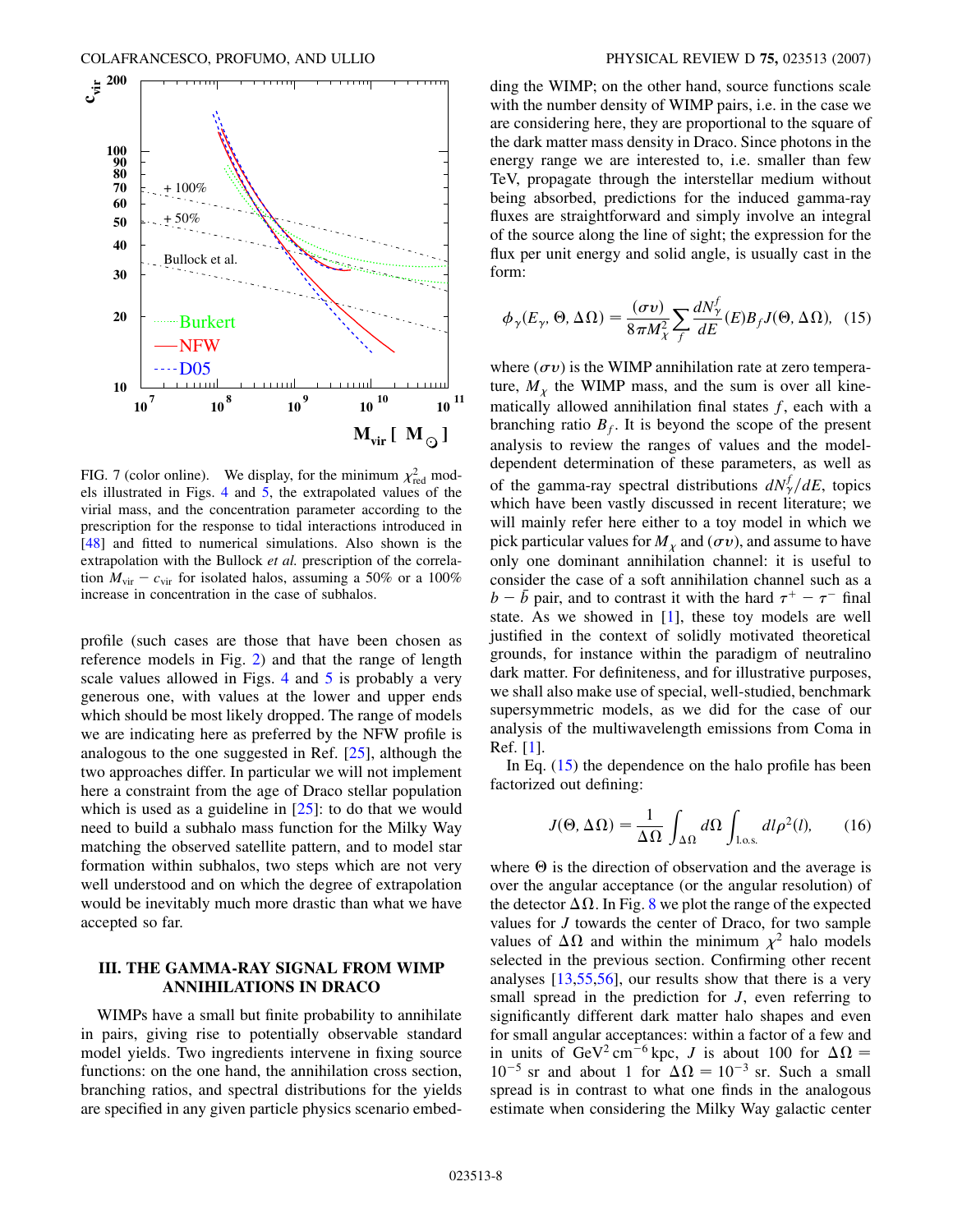FIG. 7 (color online). We display, for the minimum $\chi^2_{\rm red}$ models illustrated in Figs. 4 and 5, the extrapolated values of the virial mass, and the concentration parameter according to the prescription for the response to tidal interactions introduced in [48] and fitted to numerical simulations. Also shown is the extrapolation with the Bullock *et al.* prescription of the correlation $M_{\rm vir} - c_{\rm vir}$ for isolated halos, assuming a 50% or a 100% increase in concentration in the case of subhalos.

profile (such cases are those that have been chosen as reference models in Fig. 2) and that the range of length scale values allowed in Figs. 4 and 5 is probably a very generous one, with values at the lower and upper ends which should be most likely dropped. The range of models we are indicating here as preferred by the NFW profile is analogous to the one suggested in Ref. [25], although the two approaches differ. In particular we will not implement here a constraint from the age of Draco stellar population which is used as a guideline in [25]: to do that we would need to build a subhalo mass function for the Milky Way matching the observed satellite pattern, and to model star formation within subhalos, two steps which are not very well understood and on which the degree of extrapolation would be inevitably much more drastic than what we have accepted so far.

## III. THE GAMMA-RAY SIGNAL FROM WIMP ANNIHILATIONS IN DRACO

WIMPs have a small but finite probability to annihilate in pairs, giving rise to potentially observable standard model yields. Two ingredients intervene in fixing source functions: on the one hand, the annihilation cross section, branching ratios, and spectral distributions for the yields are specified in any given particle physics scenario embedding the WIMP; on the other hand, source functions scale with the number density of WIMP pairs, i.e. in the case we are considering here, they are proportional to the square of the dark matter mass density in Draco. Since photons in the energy range we are interested to, i.e. smaller than few TeV, propagate through the interstellar medium without being absorbed, predictions for the induced gamma-ray fluxes are straightforward and simply involve an integral of the source along the line of sight; the expression for the flux per unit energy and solid angle, is usually cast in the form:

$$\phi_\gamma(E_\gamma, \Theta, \Delta\Omega) = \frac{(\sigma v)}{8\pi M_\chi^2} \sum_f \frac{dN_\gamma^f}{dE}(E) B_f J(\Theta, \Delta\Omega), \quad (15)$$

where $(\sigma v)$ is the WIMP annihilation rate at zero temperature, $M_\chi$ the WIMP mass, and the sum is over all kinematically allowed annihilation final states $f$, each with a branching ratio $B_f$. It is beyond the scope of the present analysis to review the ranges of values and the model-dependent determination of these parameters, as well as of the gamma-ray spectral distributions $dN_\gamma^f/dE$, topics which have been vastly discussed in recent literature; we will mainly refer here either to a toy model in which we pick particular values for $M_\chi$ and $(\sigma v)$, and assume to have only one dominant annihilation channel: it is useful to consider the case of a soft annihilation channel such as a $b - \bar{b}$ pair, and to contrast it with the hard $\tau^+ - \tau^-$ final state. As we showed in [1], these toy models are well justified in the context of solidly motivated theoretical grounds, for instance within the paradigm of neutralino dark matter. For definiteness, and for illustrative purposes, we shall also make use of special, well-studied, benchmark supersymmetric models, as we did for the case of our analysis of the multiwavelength emissions from Coma in Ref. [1].

In Eq. (15) the dependence on the halo profile has been factorized out defining:

$$J(\Theta, \Delta\Omega) = \frac{1}{\Delta\Omega} \int_{\Delta\Omega} d\Omega \int_{\rm l.o.s.} dl \rho^2(l), \quad (16)$$

where $\Theta$ is the direction of observation and the average is over the angular acceptance (or the angular resolution) of the detector $\Delta\Omega$. In Fig. 8 we plot the range of the expected values for $J$ towards the center of Draco, for two sample values of $\Delta\Omega$ and within the minimum $\chi^2$ halo models selected in the previous section. Confirming other recent analyses [13,55,56], our results show that there is a very small spread in the prediction for $J$, even referring to significantly different dark matter halo shapes and even for small angular acceptances: within a factor of a few and in units of $\rm GeV^2\,cm^{-6}\,kpc$, $J$ is about 100 for $\Delta\Omega = 10^{-5}$ sr and about 1 for $\Delta\Omega = 10^{-3}$ sr. Such a small spread is in contrast to what one finds in the analogous estimate when considering the Milky Way galactic center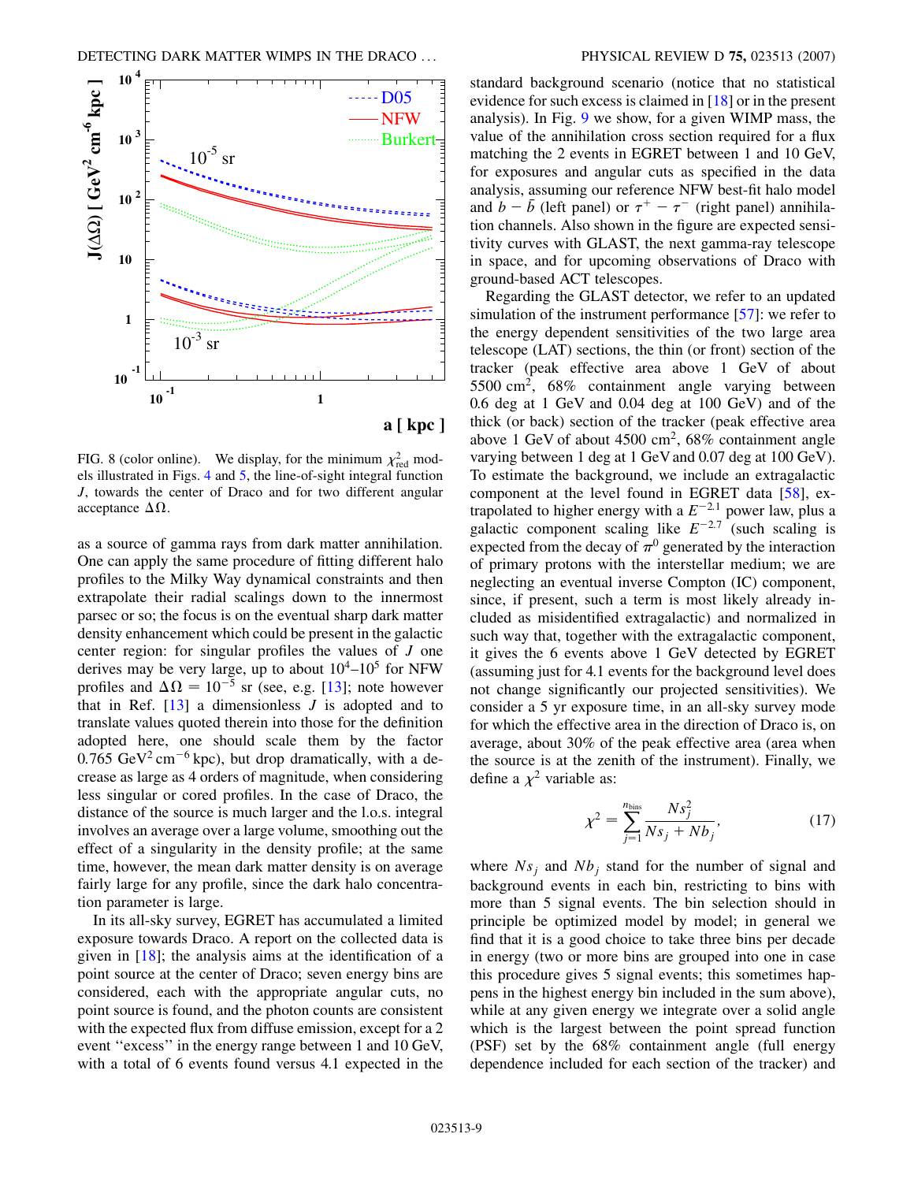FIG. 8 (color online). We display, for the minimum $\chi^2_{\rm red}$ models illustrated in Figs. 4 and 5, the line-of-sight integral function $J$, towards the center of Draco and for two different angular acceptance $\Delta\Omega$.

as a source of gamma rays from dark matter annihilation. One can apply the same procedure of fitting different halo profiles to the Milky Way dynamical constraints and then extrapolate their radial scalings down to the innermost parsec or so; the focus is on the eventual sharp dark matter density enhancement which could be present in the galactic center region: for singular profiles the values of $J$ one derives may be very large, up to about $10^4$–$10^5$ for NFW profiles and $\Delta\Omega = 10^{-5}$ sr (see, e.g. [13]; note however that in Ref. [13] a dimensionless $J$ is adopted and to translate values quoted therein into those for the definition adopted here, one should scale them by the factor $0.765\ \mathrm{GeV}^2\,\mathrm{cm}^{-6}\,\mathrm{kpc}$), but drop dramatically, with a decrease as large as 4 orders of magnitude, when considering less singular or cored profiles. In the case of Draco, the distance of the source is much larger and the l.o.s. integral involves an average over a large volume, smoothing out the effect of a singularity in the density profile; at the same time, however, the mean dark matter density is on average fairly large for any profile, since the dark halo concentration parameter is large.

In its all-sky survey, EGRET has accumulated a limited exposure towards Draco. A report on the collected data is given in [18]; the analysis aims at the identification of a point source at the center of Draco; seven energy bins are considered, each with the appropriate angular cuts, no point source is found, and the photon counts are consistent with the expected flux from diffuse emission, except for a 2 event "excess" in the energy range between 1 and 10 GeV, with a total of 6 events found versus 4.1 expected in the standard background scenario (notice that no statistical evidence for such excess is claimed in [18] or in the present analysis). In Fig. 9 we show, for a given WIMP mass, the value of the annihilation cross section required for a flux matching the 2 events in EGRET between 1 and 10 GeV, for exposures and angular cuts as specified in the data analysis, assuming our reference NFW best-fit halo model and $b-\bar{b}$ (left panel) or $\tau^+-\tau^-$ (right panel) annihilation channels. Also shown in the figure are expected sensitivity curves with GLAST, the next gamma-ray telescope in space, and for upcoming observations of Draco with ground-based ACT telescopes.

Regarding the GLAST detector, we refer to an updated simulation of the instrument performance [57]: we refer to the energy dependent sensitivities of the two large area telescope (LAT) sections, the thin (or front) section of the tracker (peak effective area above 1 GeV of about $5500\ \mathrm{cm}^2$, 68% containment angle varying between 0.6 deg at 1 GeV and 0.04 deg at 100 GeV) and of the thick (or back) section of the tracker (peak effective area above 1 GeV of about $4500\ \mathrm{cm}^2$, 68% containment angle varying between 1 deg at 1 GeV and 0.07 deg at 100 GeV). To estimate the background, we include an extragalactic component at the level found in EGRET data [58], extrapolated to higher energy with a $E^{-2.1}$ power law, plus a galactic component scaling like $E^{-2.7}$ (such scaling is expected from the decay of $\pi^0$ generated by the interaction of primary protons with the interstellar medium; we are neglecting an eventual inverse Compton (IC) component, since, if present, such a term is most likely already included as misidentified extragalactic) and normalized in such way that, together with the extragalactic component, it gives the 6 events above 1 GeV detected by EGRET (assuming just for 4.1 events for the background level does not change significantly our projected sensitivities). We consider a 5 yr exposure time, in an all-sky survey mode for which the effective area in the direction of Draco is, on average, about 30% of the peak effective area (area when the source is at the zenith of the instrument). Finally, we define a $\chi^2$ variable as:

$$\chi^2 = \sum_{j=1}^{n_{\rm bins}} \frac{Ns_j^2}{Ns_j + Nb_j}, \tag{17}$$

where $Ns_j$ and $Nb_j$ stand for the number of signal and background events in each bin, restricting to bins with more than 5 signal events. The bin selection should in principle be optimized model by model; in general we find that it is a good choice to take three bins per decade in energy (two or more bins are grouped into one in case this procedure gives 5 signal events; this sometimes happens in the highest energy bin included in the sum above), while at any given energy we integrate over a solid angle which is the largest between the point spread function (PSF) set by the 68% containment angle (full energy dependence included for each section of the tracker) and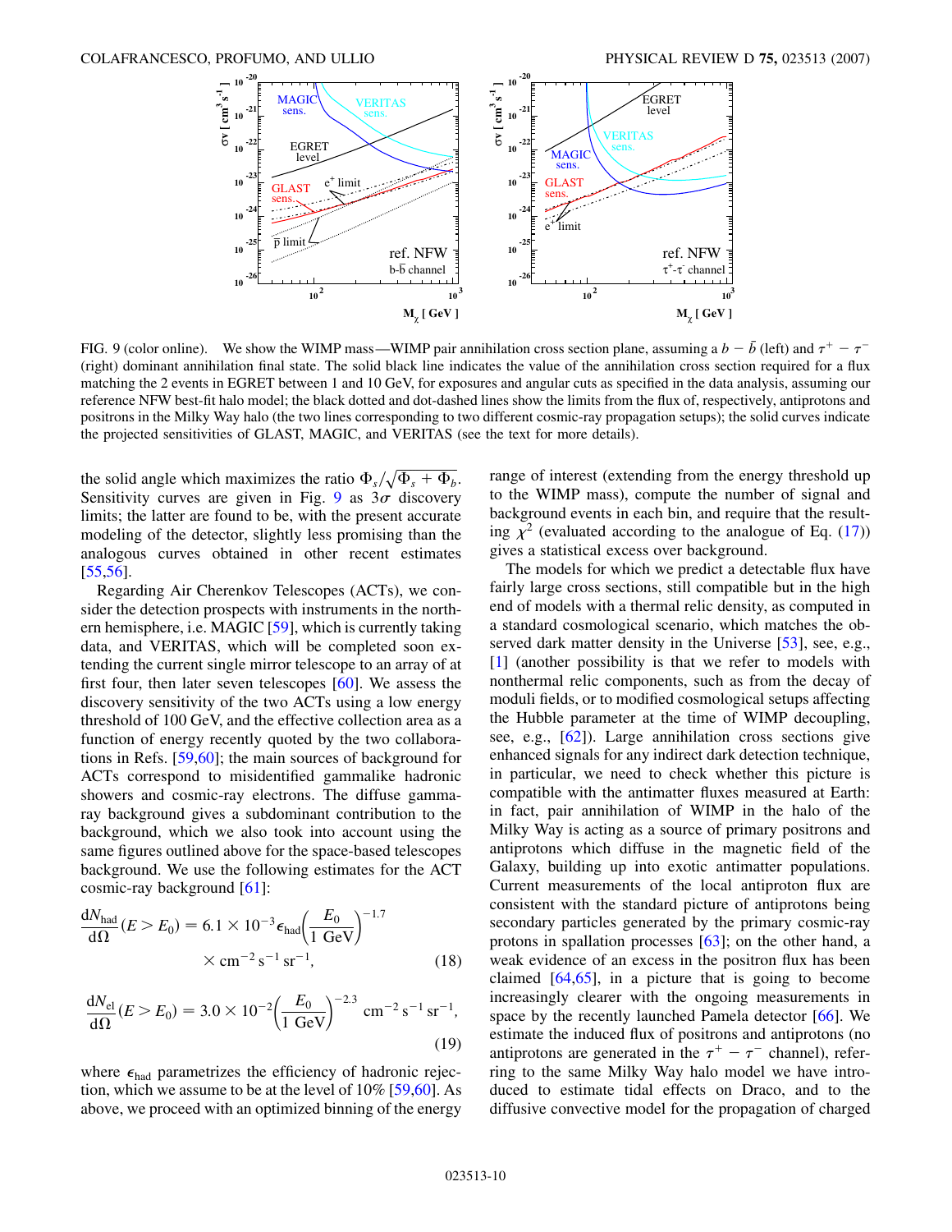FIG. 9 (color online). We show the WIMP mass—WIMP pair annihilation cross section plane, assuming a $b - \bar{b}$ (left) and $\tau^+ - \tau^-$ (right) dominant annihilation final state. The solid black line indicates the value of the annihilation cross section required for a flux matching the 2 events in EGRET between 1 and 10 GeV, for exposures and angular cuts as specified in the data analysis, assuming our reference NFW best-fit halo model; the black dotted and dot-dashed lines show the limits from the flux of, respectively, antiprotons and positrons in the Milky Way halo (the two lines corresponding to two different cosmic-ray propagation setups); the solid curves indicate the projected sensitivities of GLAST, MAGIC, and VERITAS (see the text for more details).

the solid angle which maximizes the ratio $\Phi_s/\sqrt{\Phi_s + \Phi_b}$. Sensitivity curves are given in Fig. 9 as $3\sigma$ discovery limits; the latter are found to be, with the present accurate modeling of the detector, slightly less promising than the analogous curves obtained in other recent estimates [55,56].

Regarding Air Cherenkov Telescopes (ACTs), we consider the detection prospects with instruments in the northern hemisphere, i.e. MAGIC [59], which is currently taking data, and VERITAS, which will be completed soon extending the current single mirror telescope to an array of at first four, then later seven telescopes [60]. We assess the discovery sensitivity of the two ACTs using a low energy threshold of 100 GeV, and the effective collection area as a function of energy recently quoted by the two collaborations in Refs. [59,60]; the main sources of background for ACTs correspond to misidentified gammalike hadronic showers and cosmic-ray electrons. The diffuse gamma-ray background gives a subdominant contribution to the background, which we also took into account using the same figures outlined above for the space-based telescopes background. We use the following estimates for the ACT cosmic-ray background [61]:

$$\frac{dN_{\rm had}}{d\Omega}(E > E_0) = 6.1 \times 10^{-3} \epsilon_{\rm had} \left(\frac{E_0}{1\ {\rm GeV}}\right)^{-1.7} \times {\rm cm}^{-2}\,{\rm s}^{-1}\,{\rm sr}^{-1}, \tag{18}$$

$$\frac{dN_{\rm el}}{d\Omega}(E > E_0) = 3.0 \times 10^{-2} \left(\frac{E_0}{1\ {\rm GeV}}\right)^{-2.3}\ {\rm cm}^{-2}\,{\rm s}^{-1}\,{\rm sr}^{-1}, \tag{19}$$

where $\epsilon_{\rm had}$ parametrizes the efficiency of hadronic rejection, which we assume to be at the level of 10% [59,60]. As above, we proceed with an optimized binning of the energy range of interest (extending from the energy threshold up to the WIMP mass), compute the number of signal and background events in each bin, and require that the resulting $\chi^2$ (evaluated according to the analogue of Eq. (17)) gives a statistical excess over background.

The models for which we predict a detectable flux have fairly large cross sections, still compatible but in the high end of models with a thermal relic density, as computed in a standard cosmological scenario, which matches the observed dark matter density in the Universe [53], see, e.g., [1] (another possibility is that we refer to models with nonthermal relic components, such as from the decay of moduli fields, or to modified cosmological setups affecting the Hubble parameter at the time of WIMP decoupling, see, e.g., [62]). Large annihilation cross sections give enhanced signals for any indirect dark detection technique, in particular, we need to check whether this picture is compatible with the antimatter fluxes measured at Earth: in fact, pair annihilation of WIMP in the halo of the Milky Way is acting as a source of primary positrons and antiprotons which diffuse in the magnetic field of the Galaxy, building up into exotic antimatter populations. Current measurements of the local antiproton flux are consistent with the standard picture of antiprotons being secondary particles generated by the primary cosmic-ray protons in spallation processes [63]; on the other hand, a weak evidence of an excess in the positron flux has been claimed [64,65], in a picture that is going to become increasingly clearer with the ongoing measurements in space by the recently launched Pamela detector [66]. We estimate the induced flux of positrons and antiprotons (no antiprotons are generated in the $\tau^+ - \tau^-$ channel), referring to the same Milky Way halo model we have introduced to estimate tidal effects on Draco, and to the diffusive convective model for the propagation of charged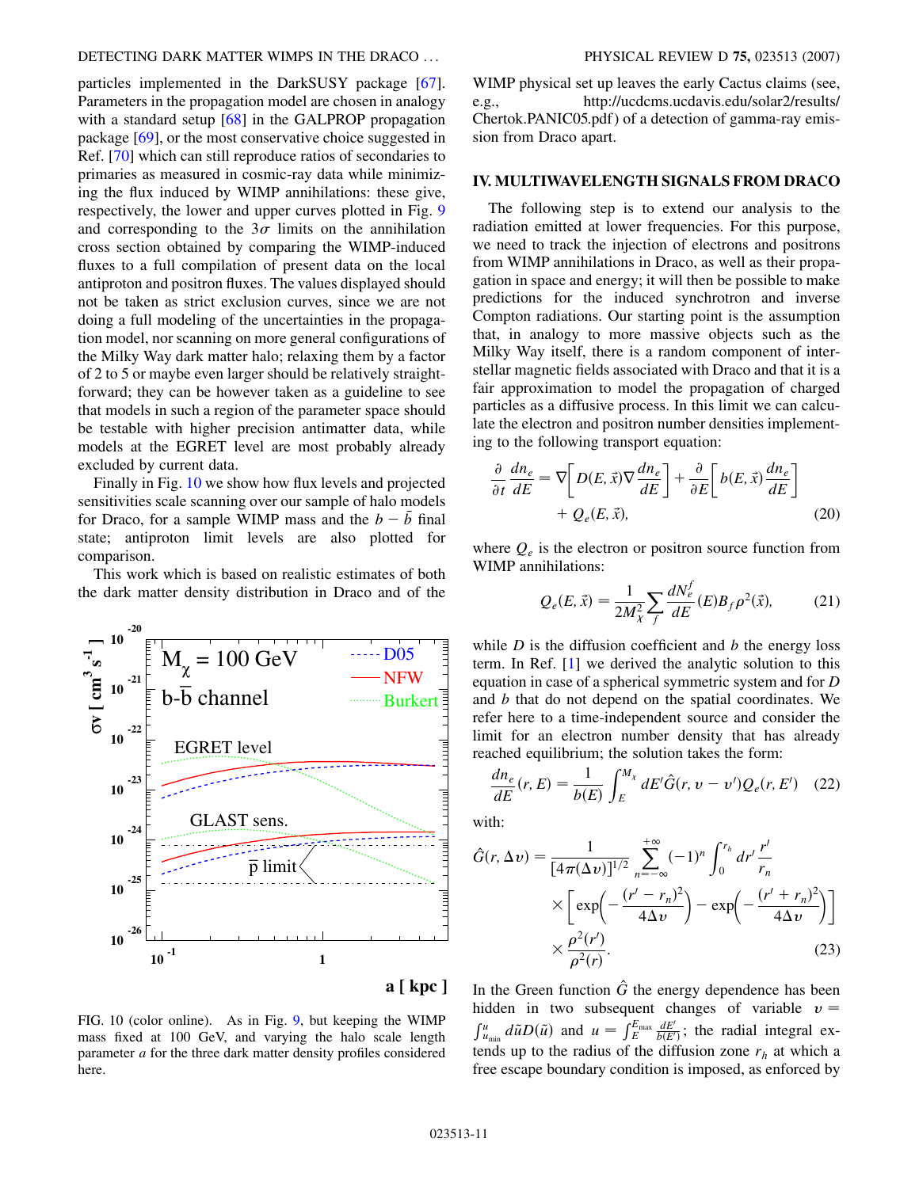particles implemented in the DarkSUSY package [67]. Parameters in the propagation model are chosen in analogy with a standard setup [68] in the GALPROP propagation package [69], or the most conservative choice suggested in Ref. [70] which can still reproduce ratios of secondaries to primaries as measured in cosmic-ray data while minimizing the flux induced by WIMP annihilations: these give, respectively, the lower and upper curves plotted in Fig. 9 and corresponding to the $3\sigma$ limits on the annihilation cross section obtained by comparing the WIMP-induced fluxes to a full compilation of present data on the local antiproton and positron fluxes. The values displayed should not be taken as strict exclusion curves, since we are not doing a full modeling of the uncertainties in the propagation model, nor scanning on more general configurations of the Milky Way dark matter halo; relaxing them by a factor of 2 to 5 or maybe even larger should be relatively straightforward; they can be however taken as a guideline to see that models in such a region of the parameter space should be testable with higher precision antimatter data, while models at the EGRET level are most probably already excluded by current data.

Finally in Fig. 10 we show how flux levels and projected sensitivities scale scanning over our sample of halo models for Draco, for a sample WIMP mass and the $b-\bar{b}$ final state; antiproton limit levels are also plotted for comparison.

This work which is based on realistic estimates of both the dark matter density distribution in Draco and of the WIMP physical set up leaves the early Cactus claims (see, e.g., http://ucdcms.ucdavis.edu/solar2/results/Chertok.PANIC05.pdf) of a detection of gamma-ray emission from Draco apart.

FIG. 10 (color online). As in Fig. 9, but keeping the WIMP mass fixed at 100 GeV, and varying the halo scale length parameter $a$ for the three dark matter density profiles considered here.

## IV. MULTIWAVELENGTH SIGNALS FROM DRACO

The following step is to extend our analysis to the radiation emitted at lower frequencies. For this purpose, we need to track the injection of electrons and positrons from WIMP annihilations in Draco, as well as their propagation in space and energy; it will then be possible to make predictions for the induced synchrotron and inverse Compton radiations. Our starting point is the assumption that, in analogy to more massive objects such as the Milky Way itself, there is a random component of interstellar magnetic fields associated with Draco and that it is a fair approximation to model the propagation of charged particles as a diffusive process. In this limit we can calculate the electron and positron number densities implementing to the following transport equation:

$$\frac{\partial}{\partial t}\frac{dn_e}{dE} = \nabla\left[D(E,\vec{x})\nabla\frac{dn_e}{dE}\right] + \frac{\partial}{\partial E}\left[b(E,\vec{x})\frac{dn_e}{dE}\right] + Q_e(E,\vec{x}), \tag{20}$$

where $Q_e$ is the electron or positron source function from WIMP annihilations:

$$Q_e(E,\vec{x}) = \frac{1}{2M_\chi^2}\sum_f \frac{dN_e^f}{dE}(E)B_f\rho^2(\vec{x}), \tag{21}$$

while $D$ is the diffusion coefficient and $b$ the energy loss term. In Ref. [1] we derived the analytic solution to this equation in case of a spherical symmetric system and for $D$ and $b$ that do not depend on the spatial coordinates. We refer here to a time-independent source and consider the limit for an electron number density that has already reached equilibrium; the solution takes the form:

$$\frac{dn_e}{dE}(r,E) = \frac{1}{b(E)}\int_E^{M_\chi} dE'\hat{G}(r,v-v')Q_e(r,E') \tag{22}$$

with:

$$\hat{G}(r,\Delta v) = \frac{1}{[4\pi(\Delta v)]^{1/2}}\sum_{n=-\infty}^{+\infty}(-1)^n\int_0^{r_h} dr'\frac{r'}{r_n} \times\left[\exp\left(-\frac{(r'-r_n)^2}{4\Delta v}\right) - \exp\left(-\frac{(r'+r_n)^2}{4\Delta v}\right)\right] \times\frac{\rho^2(r')}{\rho^2(r)}. \tag{23}$$

In the Green function $\hat{G}$ the energy dependence has been hidden in two subsequent changes of variable $v = \int_{u_{\min}}^{u} d\tilde{u}D(\tilde{u})$ and $u = \int_E^{E_{\max}}\frac{dE'}{b(E')}$; the radial integral extends up to the radius of the diffusion zone $r_h$ at which a free escape boundary condition is imposed, as enforced by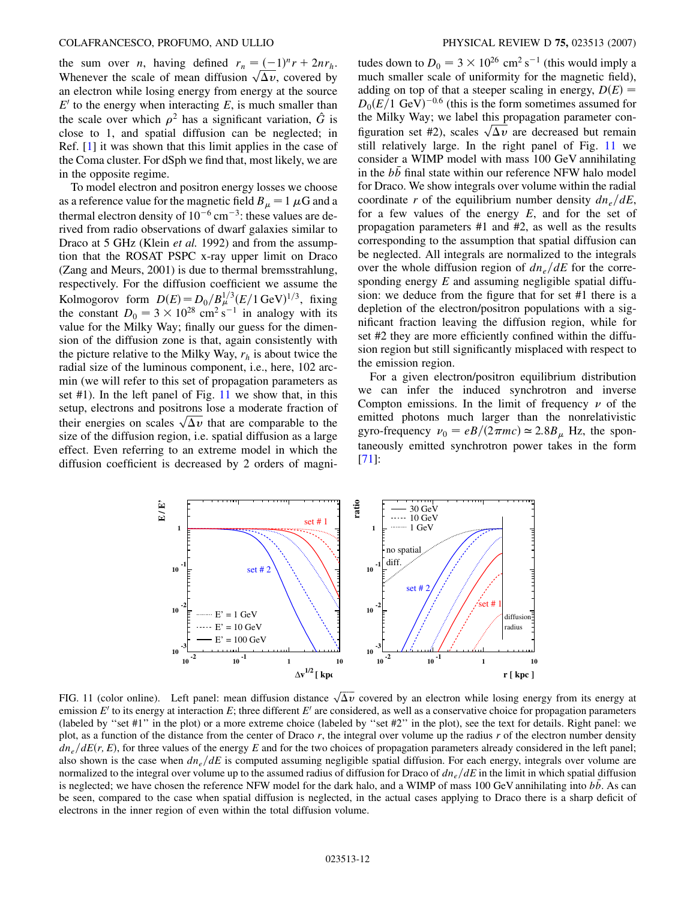the sum over $n$, having defined $r_n = (-1)^n r + 2nr_h$. Whenever the scale of mean diffusion $\sqrt{\Delta v}$, covered by an electron while losing energy from energy at the source $E'$ to the energy when interacting $E$, is much smaller than the scale over which $\rho^2$ has a significant variation, $\hat{G}$ is close to 1, and spatial diffusion can be neglected; in Ref. [1] it was shown that this limit applies in the case of the Coma cluster. For dSph we find that, most likely, we are in the opposite regime.

To model electron and positron energy losses we choose as a reference value for the magnetic field $B_\mu = 1\ \mu$G and a thermal electron density of $10^{-6}\ \text{cm}^{-3}$: these values are derived from radio observations of dwarf galaxies similar to Draco at 5 GHz (Klein *et al.* 1992) and from the assumption that the ROSAT PSPC x-ray upper limit on Draco (Zang and Meurs, 2001) is due to thermal bremsstrahlung, respectively. For the diffusion coefficient we assume the Kolmogorov form $D(E) = D_0/B_\mu^{1/3}(E/1\,\text{GeV})^{1/3}$, fixing the constant $D_0 = 3 \times 10^{28}\ \text{cm}^2\,\text{s}^{-1}$ in analogy with its value for the Milky Way; finally our guess for the dimension of the diffusion zone is that, again consistently with the picture relative to the Milky Way, $r_h$ is about twice the radial size of the luminous component, i.e., here, 102 arcmin (we will refer to this set of propagation parameters as set #1). In the left panel of Fig. 11 we show that, in this setup, electrons and positrons lose a moderate fraction of their energies on scales $\sqrt{\Delta v}$ that are comparable to the size of the diffusion region, i.e. spatial diffusion as a large effect. Even referring to an extreme model in which the diffusion coefficient is decreased by 2 orders of magnitudes down to $D_0 = 3 \times 10^{26}\ \text{cm}^2\,\text{s}^{-1}$ (this would imply a much smaller scale of uniformity for the magnetic field), adding on top of that a steeper scaling in energy, $D(E) = D_0(E/1\ \text{GeV})^{-0.6}$ (this is the form sometimes assumed for the Milky Way; we label this propagation parameter configuration set #2), scales $\sqrt{\Delta v}$ are decreased but remain still relatively large. In the right panel of Fig. 11 we consider a WIMP model with mass 100 GeV annihilating in the $b\bar{b}$ final state within our reference NFW halo model for Draco. We show integrals over volume within the radial coordinate $r$ of the equilibrium number density $dn_e/dE$, for a few values of the energy $E$, and for the set of propagation parameters #1 and #2, as well as the results corresponding to the assumption that spatial diffusion can be neglected. All integrals are normalized to the integrals over the whole diffusion region of $dn_e/dE$ for the corresponding energy $E$ and assuming negligible spatial diffusion: we deduce from the figure that for set #1 there is a depletion of the electron/positron populations with a significant fraction leaving the diffusion region, while for set #2 they are more efficiently confined within the diffusion region but still significantly misplaced with respect to the emission region.

For a given electron/positron equilibrium distribution we can infer the induced synchrotron and inverse Compton emissions. In the limit of frequency $\nu$ of the emitted photons much larger than the nonrelativistic gyro-frequency $\nu_0 = eB/(2\pi mc) \simeq 2.8 B_\mu$ Hz, the spontaneously emitted synchrotron power takes in the form [71]:

FIG. 11 (color online). Left panel: mean diffusion distance $\sqrt{\Delta v}$ covered by an electron while losing energy from its energy at emission $E'$ to its energy at interaction $E$; three different $E'$ are considered, as well as a conservative choice for propagation parameters (labeled by "set #1" in the plot) or a more extreme choice (labeled by "set #2" in the plot), see the text for details. Right panel: we plot, as a function of the distance from the center of Draco $r$, the integral over volume up the radius $r$ of the electron number density $dn_e/dE(r, E)$, for three values of the energy $E$ and for the two choices of propagation parameters already considered in the left panel; also shown is the case when $dn_e/dE$ is computed assuming negligible spatial diffusion. For each energy, integrals over volume are normalized to the integral over volume up to the assumed radius of diffusion for Draco of $dn_e/dE$ in the limit in which spatial diffusion is neglected; we have chosen the reference NFW model for the dark halo, and a WIMP of mass 100 GeV annihilating into $b\bar{b}$. As can be seen, compared to the case when spatial diffusion is neglected, in the actual cases applying to Draco there is a sharp deficit of electrons in the inner region of even within the total diffusion volume.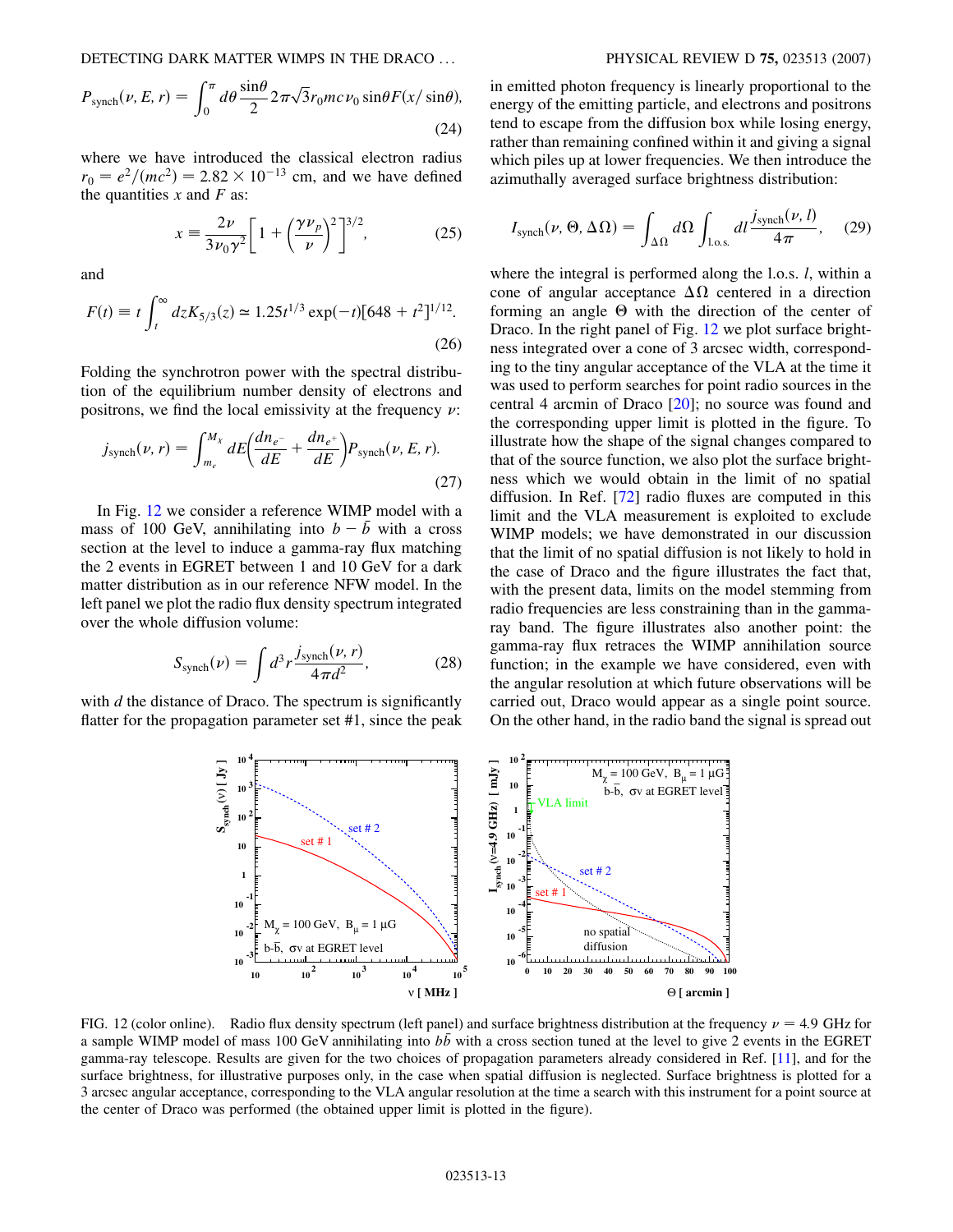$$P_{\rm synch}(\nu, E, r) = \int_0^\pi d\theta \frac{\sin\theta}{2} 2\pi\sqrt{3} r_0 mc \nu_0 \sin\theta F(x/\sin\theta), \tag{24}$$

where we have introduced the classical electron radius $r_0 = e^2/(mc^2) = 2.82 \times 10^{-13}$ cm, and we have defined the quantities $x$ and $F$ as:

$$x \equiv \frac{2\nu}{3\nu_0\gamma^2}\left[1 + \left(\frac{\gamma\nu_p}{\nu}\right)^2\right]^{3/2}, \tag{25}$$

and

$$F(t) \equiv t\int_t^\infty dz K_{5/3}(z) \simeq 1.25 t^{1/3} \exp(-t)[648 + t^2]^{1/12}. \tag{26}$$

Folding the synchrotron power with the spectral distribution of the equilibrium number density of electrons and positrons, we find the local emissivity at the frequency $\nu$:

$$j_{\rm synch}(\nu, r) = \int_{m_e}^{M_\chi} dE \left(\frac{dn_{e^-}}{dE} + \frac{dn_{e^+}}{dE}\right) P_{\rm synch}(\nu, E, r). \tag{27}$$

In Fig. 12 we consider a reference WIMP model with a mass of 100 GeV, annihilating into $b - \bar{b}$ with a cross section at the level to induce a gamma-ray flux matching the 2 events in EGRET between 1 and 10 GeV for a dark matter distribution as in our reference NFW model. In the left panel we plot the radio flux density spectrum integrated over the whole diffusion volume:

$$S_{\rm synch}(\nu) = \int d^3 r \frac{j_{\rm synch}(\nu, r)}{4\pi d^2}, \tag{28}$$

with $d$ the distance of Draco. The spectrum is significantly flatter for the propagation parameter set #1, since the peak in emitted photon frequency is linearly proportional to the energy of the emitting particle, and electrons and positrons tend to escape from the diffusion box while losing energy, rather than remaining confined within it and giving a signal which piles up at lower frequencies. We then introduce the azimuthally averaged surface brightness distribution:

$$I_{\rm synch}(\nu, \Theta, \Delta\Omega) = \int_{\Delta\Omega} d\Omega \int_{\rm l.o.s.} dl \frac{j_{\rm synch}(\nu, l)}{4\pi}, \tag{29}$$

where the integral is performed along the l.o.s. $l$, within a cone of angular acceptance $\Delta\Omega$ centered in a direction forming an angle $\Theta$ with the direction of the center of Draco. In the right panel of Fig. 12 we plot surface brightness integrated over a cone of 3 arcsec width, corresponding to the tiny angular acceptance of the VLA at the time it was used to perform searches for point radio sources in the central 4 arcmin of Draco [20]; no source was found and the corresponding upper limit is plotted in the figure. To illustrate how the shape of the signal changes compared to that of the source function, we also plot the surface brightness which we would obtain in the limit of no spatial diffusion. In Ref. [72] radio fluxes are computed in this limit and the VLA measurement is exploited to exclude WIMP models; in our discussion we have demonstrated that the limit of no spatial diffusion is not likely to hold in the case of Draco and the figure illustrates the fact that, with the present data, limits on the model stemming from radio frequencies are less constraining than in the gamma-ray band. The figure illustrates also another point: the gamma-ray flux retraces the WIMP annihilation source function; in the example we have considered, even with the angular resolution at which future observations will be carried out, Draco would appear as a single point source. On the other hand, in the radio band the signal is spread out

FIG. 12 (color online). Radio flux density spectrum (left panel) and surface brightness distribution at the frequency $\nu = 4.9$ GHz for a sample WIMP model of mass 100 GeV annihilating into $b\bar{b}$ with a cross section tuned at the level to give 2 events in the EGRET gamma-ray telescope. Results are given for the two choices of propagation parameters already considered in Ref. [11], and for the surface brightness, for illustrative purposes only, in the case when spatial diffusion is neglected. Surface brightness is plotted for a 3 arcsec angular acceptance, corresponding to the VLA angular resolution at the time a search with this instrument for a point source at the center of Draco was performed (the obtained upper limit is plotted in the figure).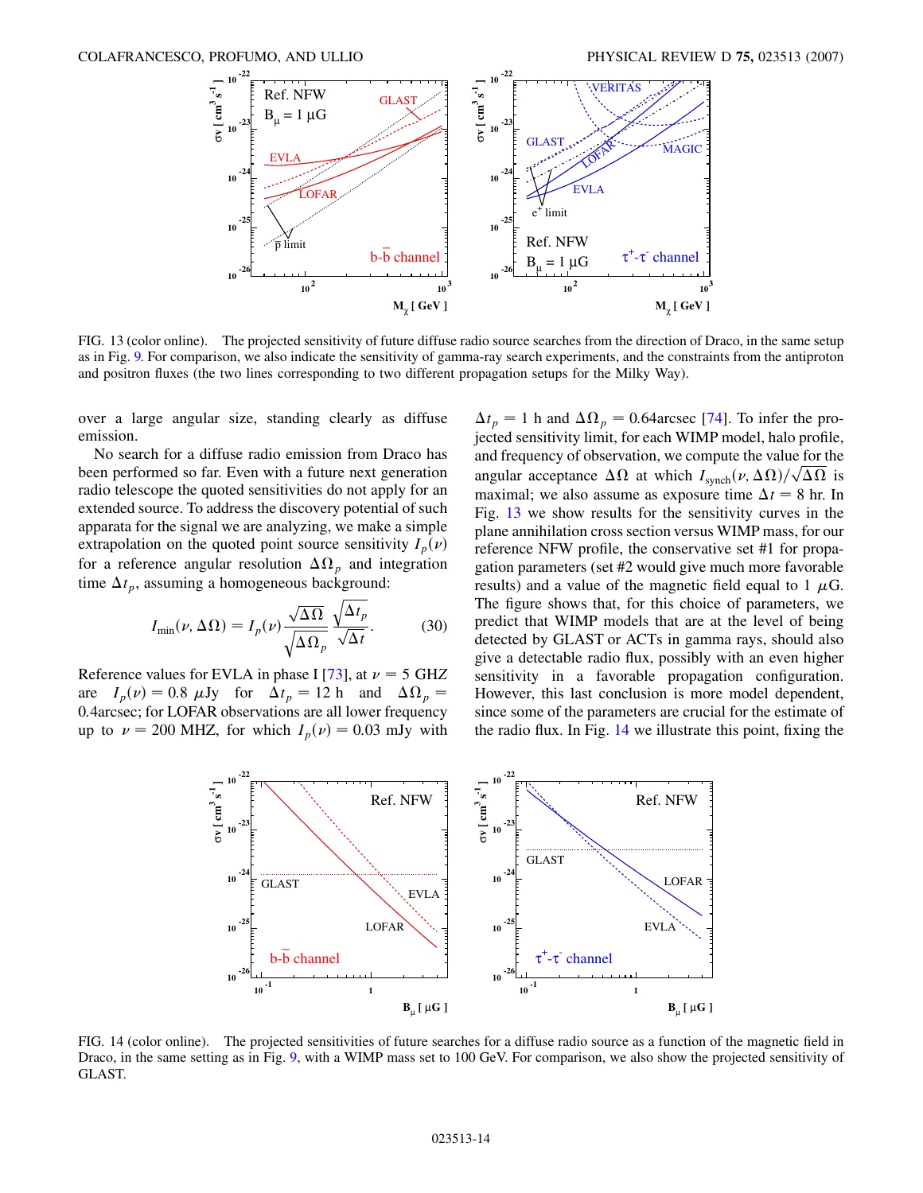FIG. 13 (color online). The projected sensitivity of future diffuse radio source searches from the direction of Draco, in the same setup as in Fig. 9. For comparison, we also indicate the sensitivity of gamma-ray search experiments, and the constraints from the antiproton and positron fluxes (the two lines corresponding to two different propagation setups for the Milky Way).

over a large angular size, standing clearly as diffuse emission.

No search for a diffuse radio emission from Draco has been performed so far. Even with a future next generation radio telescope the quoted sensitivities do not apply for an extended source. To address the discovery potential of such apparata for the signal we are analyzing, we make a simple extrapolation on the quoted point source sensitivity $I_p(\nu)$ for a reference angular resolution $\Delta\Omega_p$ and integration time $\Delta t_p$, assuming a homogeneous background:

$$I_{\min}(\nu, \Delta\Omega) = I_p(\nu) \frac{\sqrt{\Delta\Omega}}{\sqrt{\Delta\Omega_p}} \frac{\sqrt{\Delta t_p}}{\sqrt{\Delta t}}. \tag{30}$$

Reference values for EVLA in phase I [73], at $\nu = 5$ GHZ are $I_p(\nu) = 0.8\ \mu$Jy for $\Delta t_p = 12$ h and $\Delta\Omega_p = 0.4$arcsec; for LOFAR observations are all lower frequency up to $\nu = 200$ MHZ, for which $I_p(\nu) = 0.03$ mJy with $\Delta t_p = 1$ h and $\Delta\Omega_p = 0.64$arcsec [74]. To infer the projected sensitivity limit, for each WIMP model, halo profile, and frequency of observation, we compute the value for the angular acceptance $\Delta\Omega$ at which $I_{\rm synch}(\nu, \Delta\Omega)/\sqrt{\Delta\Omega}$ is maximal; we also assume as exposure time $\Delta t = 8$ hr. In Fig. 13 we show results for the sensitivity curves in the plane annihilation cross section versus WIMP mass, for our reference NFW profile, the conservative set #1 for propagation parameters (set #2 would give much more favorable results) and a value of the magnetic field equal to 1 $\mu$G. The figure shows that, for this choice of parameters, we predict that WIMP models that are at the level of being detected by GLAST or ACTs in gamma rays, should also give a detectable radio flux, possibly with an even higher sensitivity in a favorable propagation configuration. However, this last conclusion is more model dependent, since some of the parameters are crucial for the estimate of the radio flux. In Fig. 14 we illustrate this point, fixing the

FIG. 14 (color online). The projected sensitivities of future searches for a diffuse radio source as a function of the magnetic field in Draco, in the same setting as in Fig. 9, with a WIMP mass set to 100 GeV. For comparison, we also show the projected sensitivity of GLAST.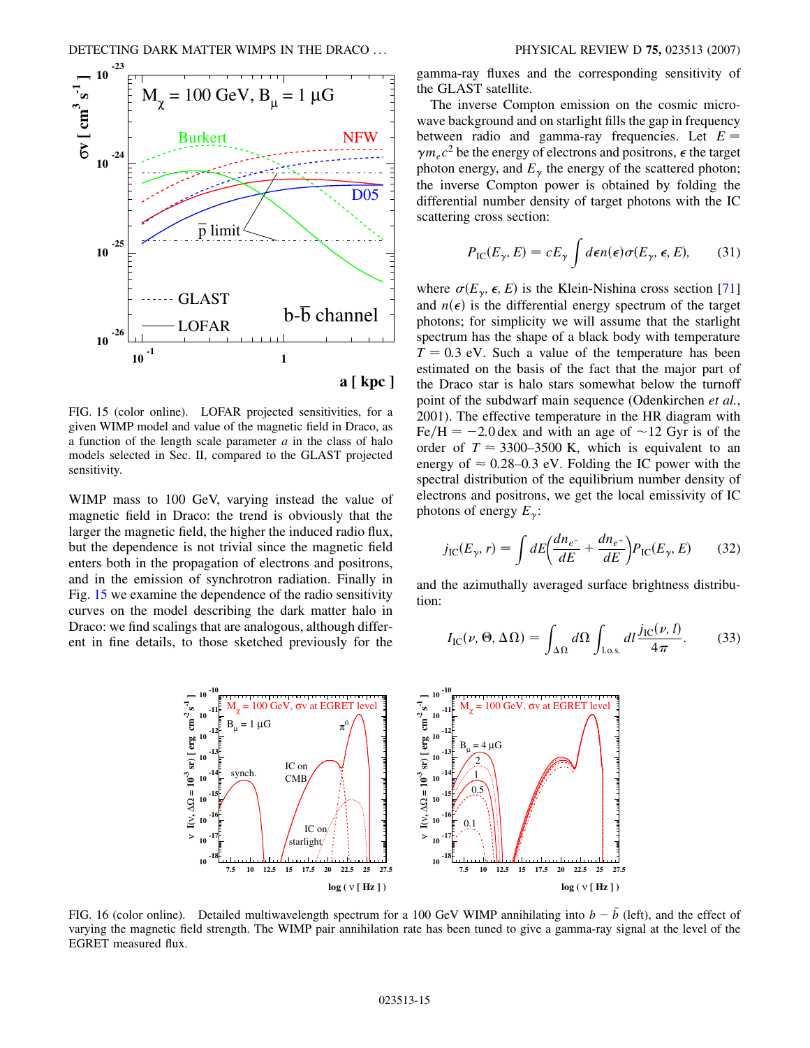FIG. 15 (color online). LOFAR projected sensitivities, for a given WIMP model and value of the magnetic field in Draco, as a function of the length scale parameter $a$ in the class of halo models selected in Sec. II, compared to the GLAST projected sensitivity.

WIMP mass to 100 GeV, varying instead the value of magnetic field in Draco: the trend is obviously that the larger the magnetic field, the higher the induced radio flux, but the dependence is not trivial since the magnetic field enters both in the propagation of electrons and positrons, and in the emission of synchrotron radiation. Finally in Fig. 15 we examine the dependence of the radio sensitivity curves on the model describing the dark matter halo in Draco: we find scalings that are analogous, although different in fine details, to those sketched previously for the gamma-ray fluxes and the corresponding sensitivity of the GLAST satellite.

The inverse Compton emission on the cosmic microwave background and on starlight fills the gap in frequency between radio and gamma-ray frequencies. Let $E = \gamma m_e c^2$ be the energy of electrons and positrons, $\epsilon$ the target photon energy, and $E_\gamma$ the energy of the scattered photon; the inverse Compton power is obtained by folding the differential number density of target photons with the IC scattering cross section:

$$P_{\mathrm{IC}}(E_\gamma, E) = c E_\gamma \int d\epsilon\, n(\epsilon) \sigma(E_\gamma, \epsilon, E), \tag{31}$$

where $\sigma(E_\gamma, \epsilon, E)$ is the Klein-Nishina cross section [71] and $n(\epsilon)$ is the differential energy spectrum of the target photons; for simplicity we will assume that the starlight spectrum has the shape of a black body with temperature $T = 0.3$ eV. Such a value of the temperature has been estimated on the basis of the fact that the major part of the Draco star is halo stars somewhat below the turnoff point of the subdwarf main sequence (Odenkirchen *et al.*, 2001). The effective temperature in the HR diagram with $\mathrm{Fe/H} = -2.0$ dex and with an age of $\sim 12$ Gyr is of the order of $T \approx 3300$–$3500$ K, which is equivalent to an energy of $\approx 0.28$–$0.3$ eV. Folding the IC power with the spectral distribution of the equilibrium number density of electrons and positrons, we get the local emissivity of IC photons of energy $E_\gamma$:

$$j_{\mathrm{IC}}(E_\gamma, r) = \int dE \left( \frac{dn_{e^-}}{dE} + \frac{dn_{e^+}}{dE} \right) P_{\mathrm{IC}}(E_\gamma, E) \tag{32}$$

and the azimuthally averaged surface brightness distribution:

$$I_{\mathrm{IC}}(\nu, \Theta, \Delta\Omega) = \int_{\Delta\Omega} d\Omega \int_{\mathrm{l.o.s.}} dl \frac{j_{\mathrm{IC}}(\nu, l)}{4\pi}. \tag{33}$$

FIG. 16 (color online). Detailed multiwavelength spectrum for a 100 GeV WIMP annihilating into $b - \bar{b}$ (left), and the effect of varying the magnetic field strength. The WIMP pair annihilation rate has been tuned to give a gamma-ray signal at the level of the EGRET measured flux.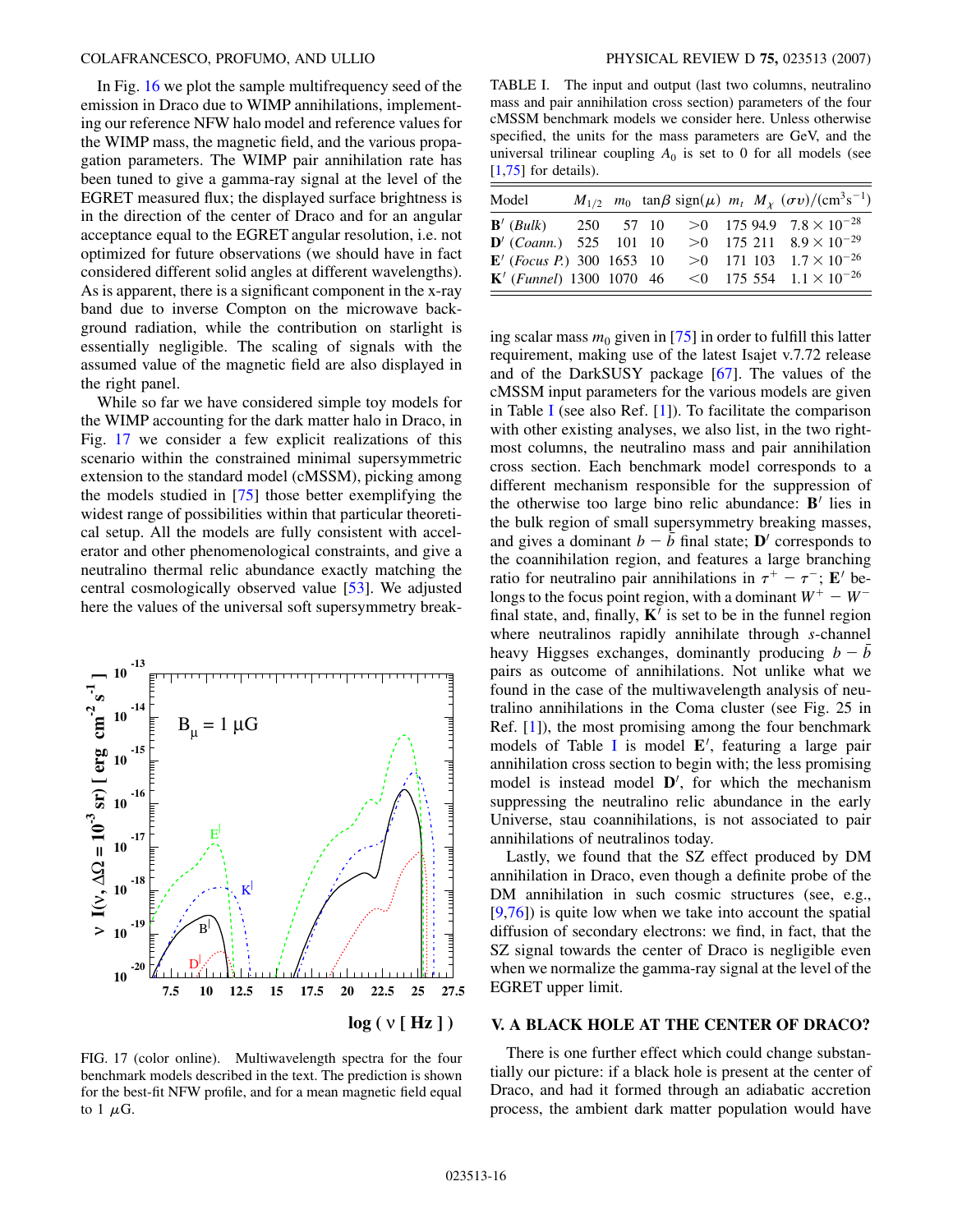In Fig. 16 we plot the sample multifrequency seed of the emission in Draco due to WIMP annihilations, implementing our reference NFW halo model and reference values for the WIMP mass, the magnetic field, and the various propagation parameters. The WIMP pair annihilation rate has been tuned to give a gamma-ray signal at the level of the EGRET measured flux; the displayed surface brightness is in the direction of the center of Draco and for an angular acceptance equal to the EGRET angular resolution, i.e. not optimized for future observations (we should have in fact considered different solid angles at different wavelengths). As is apparent, there is a significant component in the x-ray band due to inverse Compton on the microwave background radiation, while the contribution on starlight is essentially negligible. The scaling of signals with the assumed value of the magnetic field are also displayed in the right panel.

While so far we have considered simple toy models for the WIMP accounting for the dark matter halo in Draco, in Fig. 17 we consider a few explicit realizations of this scenario within the constrained minimal supersymmetric extension to the standard model (cMSSM), picking among the models studied in [75] those better exemplifying the widest range of possibilities within that particular theoretical setup. All the models are fully consistent with accelerator and other phenomenological constraints, and give a neutralino thermal relic abundance exactly matching the central cosmologically observed value [53]. We adjusted here the values of the universal soft supersymmetry breaking scalar mass $m_0$ given in [75] in order to fulfill this latter requirement, making use of the latest Isajet v.7.72 release and of the DarkSUSY package [67]. The values of the cMSSM input parameters for the various models are given in Table I (see also Ref. [1]). To facilitate the comparison with other existing analyses, we also list, in the two rightmost columns, the neutralino mass and pair annihilation cross section. Each benchmark model corresponds to a different mechanism responsible for the suppression of the otherwise too large bino relic abundance: $\mathbf{B}'$ lies in the bulk region of small supersymmetry breaking masses, and gives a dominant $b-\bar{b}$ final state; $\mathbf{D}'$ corresponds to the coannihilation region, and features a large branching ratio for neutralino pair annihilations in $\tau^+-\tau^-$; $\mathbf{E}'$ belongs to the focus point region, with a dominant $W^+-W^-$ final state, and, finally, $\mathbf{K}'$ is set to be in the funnel region where neutralinos rapidly annihilate through $s$-channel heavy Higgses exchanges, dominantly producing $b-\bar{b}$ pairs as outcome of annihilations. Not unlike what we found in the case of the multiwavelength analysis of neutralino annihilations in the Coma cluster (see Fig. 25 in Ref. [1]), the most promising among the four benchmark models of Table I is model $\mathbf{E}'$, featuring a large pair annihilation cross section to begin with; the less promising model is instead model $\mathbf{D}'$, for which the mechanism suppressing the neutralino relic abundance in the early Universe, stau coannihilations, is not associated to pair annihilations of neutralinos today.

TABLE I. The input and output (last two columns, neutralino mass and pair annihilation cross section) parameters of the four cMSSM benchmark models we consider here. Unless otherwise specified, the units for the mass parameters are GeV, and the universal trilinear coupling $A_0$ is set to 0 for all models (see [1,75] for details).

| Model | $M_{1/2}$ | $m_0$ | $\tan\beta$ | sign($\mu$) | $m_t$ | $M_\chi$ | $(\sigma v)/(\mathrm{cm}^3\mathrm{s}^{-1})$ |
|---|---|---|---|---|---|---|---|
| $\mathbf{B}'$ (*Bulk*) | 250 | 57 | 10 | >0 | 175 | 94.9 | $7.8\times10^{-28}$ |
| $\mathbf{D}'$ (*Coann.*) | 525 | 101 | 10 | >0 | 175 | 211 | $8.9\times10^{-29}$ |
| $\mathbf{E}'$ (*Focus P.*) | 300 | 1653 | 10 | >0 | 171 | 103 | $1.7\times10^{-26}$ |
| $\mathbf{K}'$ (*Funnel*) | 1300 | 1070 | 46 | <0 | 175 | 554 | $1.1\times10^{-26}$ |

Lastly, we found that the SZ effect produced by DM annihilation in Draco, even though a definite probe of the DM annihilation in such cosmic structures (see, e.g., [9,76]) is quite low when we take into account the spatial diffusion of secondary electrons: we find, in fact, that the SZ signal towards the center of Draco is negligible even when we normalize the gamma-ray signal at the level of the EGRET upper limit.

FIG. 17 (color online). Multiwavelength spectra for the four benchmark models described in the text. The prediction is shown for the best-fit NFW profile, and for a mean magnetic field equal to 1 $\mu$G.

## V. A BLACK HOLE AT THE CENTER OF DRACO?

There is one further effect which could change substantially our picture: if a black hole is present at the center of Draco, and had it formed through an adiabatic accretion process, the ambient dark matter population would have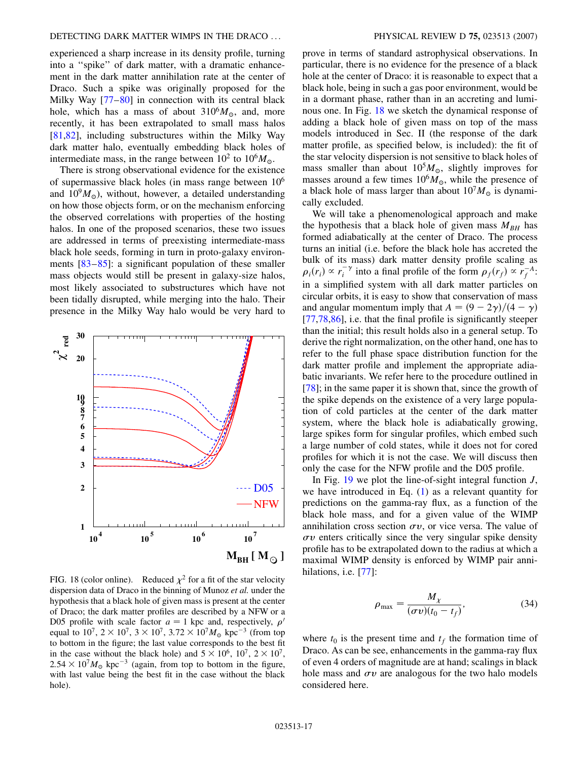experienced a sharp increase in its density profile, turning into a "spike" of dark matter, with a dramatic enhancement in the dark matter annihilation rate at the center of Draco. Such a spike was originally proposed for the Milky Way [77–80] in connection with its central black hole, which has a mass of about $3 10^6 M_\odot$, and, more recently, it has been extrapolated to small mass halos [81,82], including substructures within the Milky Way dark matter halo, eventually embedding black holes of intermediate mass, in the range between $10^2$ to $10^6 M_\odot$.

There is strong observational evidence for the existence of supermassive black holes (in mass range between $10^6$ and $10^9 M_\odot$), without, however, a detailed understanding on how those objects form, or on the mechanism enforcing the observed correlations with properties of the hosting halos. In one of the proposed scenarios, these two issues are addressed in terms of preexisting intermediate-mass black hole seeds, forming in turn in proto-galaxy environments [83–85]: a significant population of these smaller mass objects would still be present in galaxy-size halos, most likely associated to substructures which have not been tidally disrupted, while merging into the halo. Their presence in the Milky Way halo would be very hard to prove in terms of standard astrophysical observations. In particular, there is no evidence for the presence of a black hole at the center of Draco: it is reasonable to expect that a black hole, being in such a gas poor environment, would be in a dormant phase, rather than in an accreting and luminous one. In Fig. 18 we sketch the dynamical response of adding a black hole of given mass on top of the mass models introduced in Sec. II (the response of the dark matter profile, as specified below, is included): the fit of the star velocity dispersion is not sensitive to black holes of mass smaller than about $10^5 M_\odot$, slightly improves for masses around a few times $10^6 M_\odot$, while the presence of a black hole of mass larger than about $10^7 M_\odot$ is dynamically excluded.

FIG. 18 (color online). Reduced $\chi^2$ for a fit of the star velocity dispersion data of Draco in the binning of Munoz *et al.* under the hypothesis that a black hole of given mass is present at the center of Draco; the dark matter profiles are described by a NFW or a D05 profile with scale factor $a = 1$ kpc and, respectively, $\rho'$ equal to $10^7$, $2 \times 10^7$, $3 \times 10^7$, $3.72 \times 10^7 M_\odot$ kpc$^{-3}$ (from top to bottom in the figure; the last value corresponds to the best fit in the case without the black hole) and $5 \times 10^6$, $10^7$, $2 \times 10^7$, $2.54 \times 10^7 M_\odot$ kpc$^{-3}$ (again, from top to bottom in the figure, with last value being the best fit in the case without the black hole).

We will take a phenomenological approach and make the hypothesis that a black hole of given mass $M_{BH}$ has formed adiabatically at the center of Draco. The process turns an initial (i.e. before the black hole has accreted the bulk of its mass) dark matter density profile scaling as $\rho_i(r_i) \propto r_i^{-\gamma}$ into a final profile of the form $\rho_f(r_f) \propto r_f^{-A}$: in a simplified system with all dark matter particles on circular orbits, it is easy to show that conservation of mass and angular momentum imply that $A = (9 - 2\gamma)/(4 - \gamma)$ [77,78,86], i.e. that the final profile is significantly steeper than the initial; this result holds also in a general setup. To derive the right normalization, on the other hand, one has to refer to the full phase space distribution function for the dark matter profile and implement the appropriate adiabatic invariants. We refer here to the procedure outlined in [78]; in the same paper it is shown that, since the growth of the spike depends on the existence of a very large population of cold particles at the center of the dark matter system, where the black hole is adiabatically growing, large spikes form for singular profiles, which embed such a large number of cold states, while it does not for cored profiles for which it is not the case. We will discuss then only the case for the NFW profile and the D05 profile.

In Fig. 19 we plot the line-of-sight integral function $J$, we have introduced in Eq. (1) as a relevant quantity for predictions on the gamma-ray flux, as a function of the black hole mass, and for a given value of the WIMP annihilation cross section $\sigma v$, or vice versa. The value of $\sigma v$ enters critically since the very singular spike density profile has to be extrapolated down to the radius at which a maximal WIMP density is enforced by WIMP pair annihilations, i.e. [77]:

$$\rho_{\max} = \frac{M_\chi}{(\sigma v)(t_0 - t_f)}, \tag{34}$$

where $t_0$ is the present time and $t_f$ the formation time of Draco. As can be see, enhancements in the gamma-ray flux of even 4 orders of magnitude are at hand; scalings in black hole mass and $\sigma v$ are analogous for the two halo models considered here.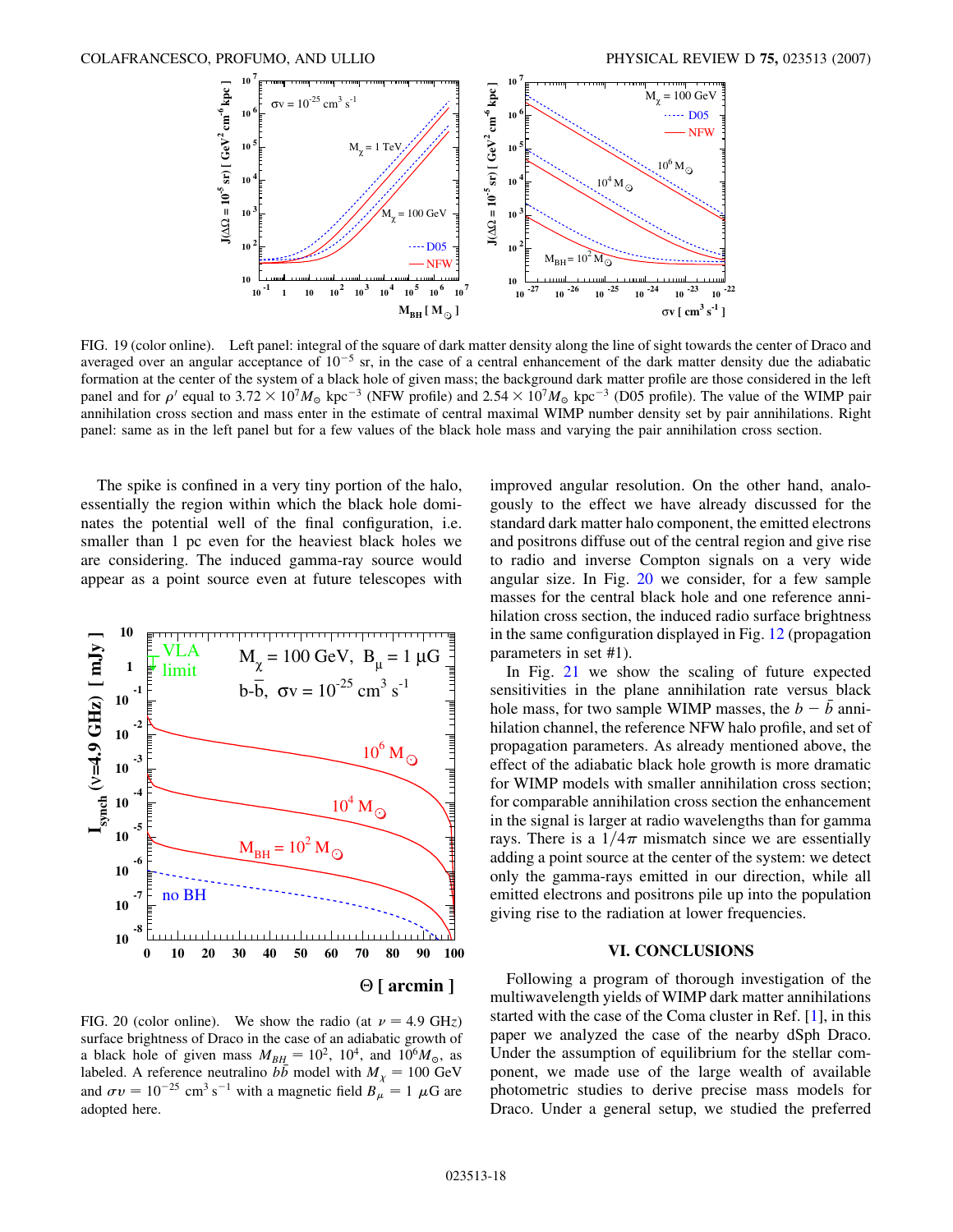FIG. 19 (color online). Left panel: integral of the square of dark matter density along the line of sight towards the center of Draco and averaged over an angular acceptance of $10^{-5}$ sr, in the case of a central enhancement of the dark matter density due the adiabatic formation at the center of the system of a black hole of given mass; the background dark matter profile are those considered in the left panel and for $\rho'$ equal to $3.72 \times 10^7 M_\odot$ kpc$^{-3}$ (NFW profile) and $2.54 \times 10^7 M_\odot$ kpc$^{-3}$ (D05 profile). The value of the WIMP pair annihilation cross section and mass enter in the estimate of central maximal WIMP number density set by pair annihilations. Right panel: same as in the left panel but for a few values of the black hole mass and varying the pair annihilation cross section.

The spike is confined in a very tiny portion of the halo, essentially the region within which the black hole dominates the potential well of the final configuration, i.e. smaller than 1 pc even for the heaviest black holes we are considering. The induced gamma-ray source would appear as a point source even at future telescopes with improved angular resolution. On the other hand, analogously to the effect we have already discussed for the standard dark matter halo component, the emitted electrons and positrons diffuse out of the central region and give rise to radio and inverse Compton signals on a very wide angular size. In Fig. 20 we consider, for a few sample masses for the central black hole and one reference annihilation cross section, the induced radio surface brightness in the same configuration displayed in Fig. 12 (propagation parameters in set #1).

FIG. 20 (color online). We show the radio (at $\nu = 4.9$ GHz) surface brightness of Draco in the case of an adiabatic growth of a black hole of given mass $M_{BH} = 10^2$, $10^4$, and $10^6 M_\odot$, as labeled. A reference neutralino $b\bar{b}$ model with $M_\chi = 100$ GeV and $\sigma v = 10^{-25}$ cm$^3$ s$^{-1}$ with a magnetic field $B_\mu = 1$ $\mu$G are adopted here.

In Fig. 21 we show the scaling of future expected sensitivities in the plane annihilation rate versus black hole mass, for two sample WIMP masses, the $b - \bar{b}$ annihilation channel, the reference NFW halo profile, and set of propagation parameters. As already mentioned above, the effect of the adiabatic black hole growth is more dramatic for WIMP models with smaller annihilation cross section; for comparable annihilation cross section the enhancement in the signal is larger at radio wavelengths than for gamma rays. There is a $1/4\pi$ mismatch since we are essentially adding a point source at the center of the system: we detect only the gamma-rays emitted in our direction, while all emitted electrons and positrons pile up into the population giving rise to the radiation at lower frequencies.

## VI. CONCLUSIONS

Following a program of thorough investigation of the multiwavelength yields of WIMP dark matter annihilations started with the case of the Coma cluster in Ref. [1], in this paper we analyzed the case of the nearby dSph Draco. Under the assumption of equilibrium for the stellar component, we made use of the large wealth of available photometric studies to derive precise mass models for Draco. Under a general setup, we studied the preferred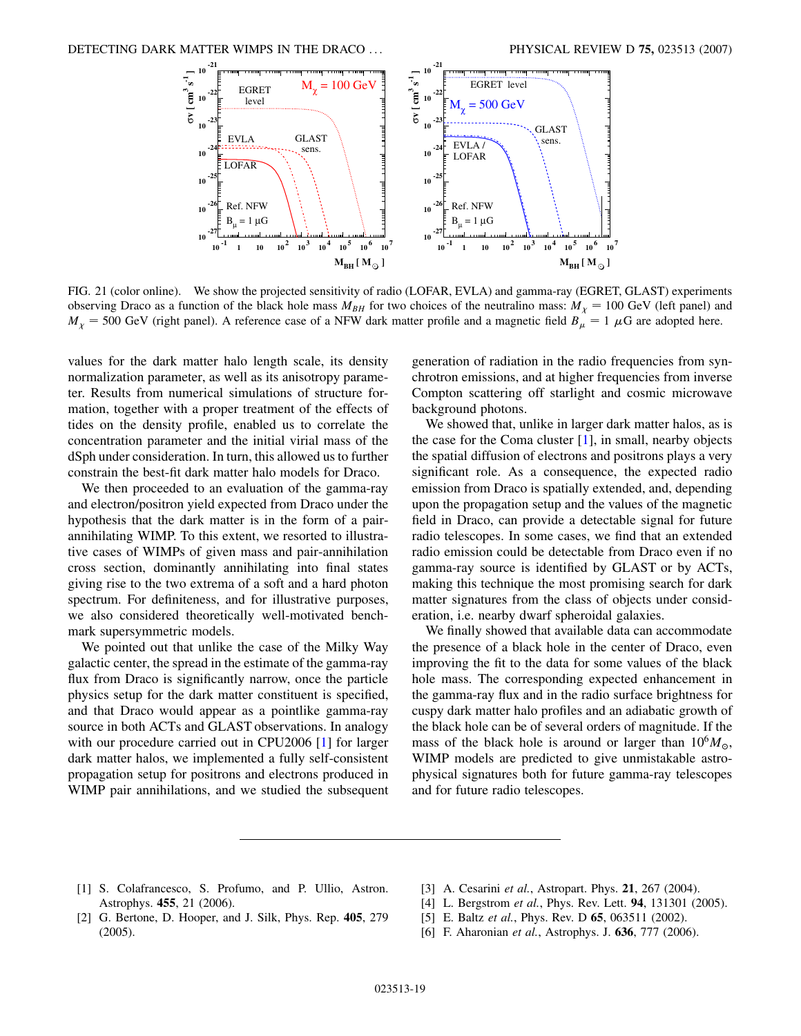σv [ cm$^3$ s$^{-1}$ ]

EGRET level

$M_\chi$ = 100 GeV

EVLA

GLAST sens.

LOFAR

Ref. NFW

$B_\mu$ = 1 μG

$M_{BH}$ [ $M_\odot$ ]

σv [ cm$^3$ s$^{-1}$ ]

EGRET level

$M_\chi$ = 500 GeV

GLAST sens.

EVLA / LOFAR

Ref. NFW

$B_\mu$ = 1 μG

$M_{BH}$ [ $M_\odot$ ]

FIG. 21 (color online). We show the projected sensitivity of radio (LOFAR, EVLA) and gamma-ray (EGRET, GLAST) experiments observing Draco as a function of the black hole mass $M_{BH}$ for two choices of the neutralino mass: $M_\chi = 100$ GeV (left panel) and $M_\chi = 500$ GeV (right panel). A reference case of a NFW dark matter profile and a magnetic field $B_\mu = 1\ \mu$G are adopted here.

values for the dark matter halo length scale, its density normalization parameter, as well as its anisotropy parameter. Results from numerical simulations of structure formation, together with a proper treatment of the effects of tides on the density profile, enabled us to correlate the concentration parameter and the initial virial mass of the dSph under consideration. In turn, this allowed us to further constrain the best-fit dark matter halo models for Draco.

We then proceeded to an evaluation of the gamma-ray and electron/positron yield expected from Draco under the hypothesis that the dark matter is in the form of a pair-annihilating WIMP. To this extent, we resorted to illustrative cases of WIMPs of given mass and pair-annihilation cross section, dominantly annihilating into final states giving rise to the two extrema of a soft and a hard photon spectrum. For definiteness, and for illustrative purposes, we also considered theoretically well-motivated benchmark supersymmetric models.

We pointed out that unlike the case of the Milky Way galactic center, the spread in the estimate of the gamma-ray flux from Draco is significantly narrow, once the particle physics setup for the dark matter constituent is specified, and that Draco would appear as a pointlike gamma-ray source in both ACTs and GLAST observations. In analogy with our procedure carried out in CPU2006 [1] for larger dark matter halos, we implemented a fully self-consistent propagation setup for positrons and electrons produced in WIMP pair annihilations, and we studied the subsequent generation of radiation in the radio frequencies from synchrotron emissions, and at higher frequencies from inverse Compton scattering off starlight and cosmic microwave background photons.

We showed that, unlike in larger dark matter halos, as is the case for the Coma cluster [1], in small, nearby objects the spatial diffusion of electrons and positrons plays a very significant role. As a consequence, the expected radio emission from Draco is spatially extended, and, depending upon the propagation setup and the values of the magnetic field in Draco, can provide a detectable signal for future radio telescopes. In some cases, we find that an extended radio emission could be detectable from Draco even if no gamma-ray source is identified by GLAST or by ACTs, making this technique the most promising search for dark matter signatures from the class of objects under consideration, i.e. nearby dwarf spheroidal galaxies.

We finally showed that available data can accommodate the presence of a black hole in the center of Draco, even improving the fit to the data for some values of the black hole mass. The corresponding expected enhancement in the gamma-ray flux and in the radio surface brightness for cuspy dark matter halo profiles and an adiabatic growth of the black hole can be of several orders of magnitude. If the mass of the black hole is around or larger than $10^6 M_\odot$, WIMP models are predicted to give unmistakable astrophysical signatures both for future gamma-ray telescopes and for future radio telescopes.

---

[1] S. Colafrancesco, S. Profumo, and P. Ullio, Astron. Astrophys. **455**, 21 (2006).

[2] G. Bertone, D. Hooper, and J. Silk, Phys. Rep. **405**, 279 (2005).

[3] A. Cesarini *et al.*, Astropart. Phys. **21**, 267 (2004).

[4] L. Bergstrom *et al.*, Phys. Rev. Lett. **94**, 131301 (2005).

[5] E. Baltz *et al.*, Phys. Rev. D **65**, 063511 (2002).

[6] F. Aharonian *et al.*, Astrophys. J. **636**, 777 (2006).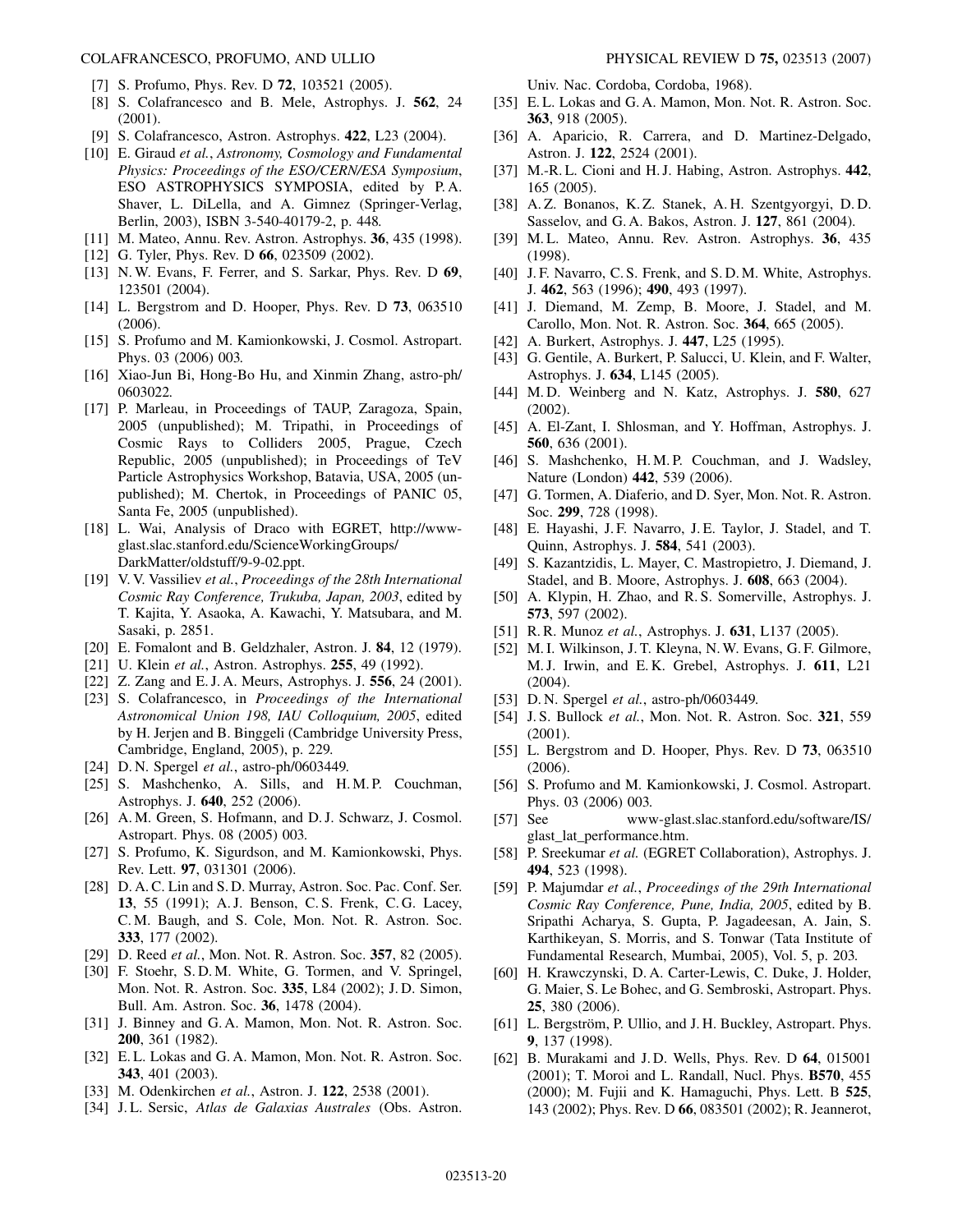[7] S. Profumo, Phys. Rev. D **72**, 103521 (2005).

[8] S. Colafrancesco and B. Mele, Astrophys. J. **562**, 24 (2001).

[9] S. Colafrancesco, Astron. Astrophys. **422**, L23 (2004).

[10] E. Giraud *et al.*, *Astronomy, Cosmology and Fundamental Physics: Proceedings of the ESO/CERN/ESA Symposium*, ESO ASTROPHYSICS SYMPOSIA, edited by P. A. Shaver, L. DiLella, and A. Gimnez (Springer-Verlag, Berlin, 2003), ISBN 3-540-40179-2, p. 448.

[11] M. Mateo, Annu. Rev. Astron. Astrophys. **36**, 435 (1998).

[12] G. Tyler, Phys. Rev. D **66**, 023509 (2002).

[13] N. W. Evans, F. Ferrer, and S. Sarkar, Phys. Rev. D **69**, 123501 (2004).

[14] L. Bergstrom and D. Hooper, Phys. Rev. D **73**, 063510 (2006).

[15] S. Profumo and M. Kamionkowski, J. Cosmol. Astropart. Phys. 03 (2006) 003.

[16] Xiao-Jun Bi, Hong-Bo Hu, and Xinmin Zhang, astro-ph/0603022.

[17] P. Marleau, in Proceedings of TAUP, Zaragoza, Spain, 2005 (unpublished); M. Tripathi, in Proceedings of Cosmic Rays to Colliders 2005, Prague, Czech Republic, 2005 (unpublished); in Proceedings of TeV Particle Astrophysics Workshop, Batavia, USA, 2005 (unpublished); M. Chertok, in Proceedings of PANIC 05, Santa Fe, 2005 (unpublished).

[18] L. Wai, Analysis of Draco with EGRET, http://www-glast.slac.stanford.edu/ScienceWorkingGroups/DarkMatter/oldstuff/9-9-02.ppt.

[19] V. V. Vassiliev *et al.*, *Proceedings of the 28th International Cosmic Ray Conference, Trukuba, Japan, 2003*, edited by T. Kajita, Y. Asaoka, A. Kawachi, Y. Matsubara, and M. Sasaki, p. 2851.

[20] E. Fomalont and B. Geldzhaler, Astron. J. **84**, 12 (1979).

[21] U. Klein *et al.*, Astron. Astrophys. **255**, 49 (1992).

[22] Z. Zang and E. J. A. Meurs, Astrophys. J. **556**, 24 (2001).

[23] S. Colafrancesco, in *Proceedings of the International Astronomical Union 198, IAU Colloquium, 2005*, edited by H. Jerjen and B. Binggeli (Cambridge University Press, Cambridge, England, 2005), p. 229.

[24] D. N. Spergel *et al.*, astro-ph/0603449.

[25] S. Mashchenko, A. Sills, and H. M. P. Couchman, Astrophys. J. **640**, 252 (2006).

[26] A. M. Green, S. Hofmann, and D. J. Schwarz, J. Cosmol. Astropart. Phys. 08 (2005) 003.

[27] S. Profumo, K. Sigurdson, and M. Kamionkowski, Phys. Rev. Lett. **97**, 031301 (2006).

[28] D. A. C. Lin and S. D. Murray, Astron. Soc. Pac. Conf. Ser. **13**, 55 (1991); A. J. Benson, C. S. Frenk, C. G. Lacey, C. M. Baugh, and S. Cole, Mon. Not. R. Astron. Soc. **333**, 177 (2002).

[29] D. Reed *et al.*, Mon. Not. R. Astron. Soc. **357**, 82 (2005).

[30] F. Stoehr, S. D. M. White, G. Tormen, and V. Springel, Mon. Not. R. Astron. Soc. **335**, L84 (2002); J. D. Simon, Bull. Am. Astron. Soc. **36**, 1478 (2004).

[31] J. Binney and G. A. Mamon, Mon. Not. R. Astron. Soc. **200**, 361 (1982).

[32] E. L. Lokas and G. A. Mamon, Mon. Not. R. Astron. Soc. **343**, 401 (2003).

[33] M. Odenkirchen *et al.*, Astron. J. **122**, 2538 (2001).

[34] J. L. Sersic, *Atlas de Galaxias Australes* (Obs. Astron. Univ. Nac. Cordoba, Cordoba, 1968).

[35] E. L. Lokas and G. A. Mamon, Mon. Not. R. Astron. Soc. **363**, 918 (2005).

[36] A. Aparicio, R. Carrera, and D. Martinez-Delgado, Astron. J. **122**, 2524 (2001).

[37] M.-R. L. Cioni and H. J. Habing, Astron. Astrophys. **442**, 165 (2005).

[38] A. Z. Bonanos, K. Z. Stanek, A. H. Szentgyorgyi, D. D. Sasselov, and G. A. Bakos, Astron. J. **127**, 861 (2004).

[39] M. L. Mateo, Annu. Rev. Astron. Astrophys. **36**, 435 (1998).

[40] J. F. Navarro, C. S. Frenk, and S. D. M. White, Astrophys. J. **462**, 563 (1996); **490**, 493 (1997).

[41] J. Diemand, M. Zemp, B. Moore, J. Stadel, and M. Carollo, Mon. Not. R. Astron. Soc. **364**, 665 (2005).

[42] A. Burkert, Astrophys. J. **447**, L25 (1995).

[43] G. Gentile, A. Burkert, P. Salucci, U. Klein, and F. Walter, Astrophys. J. **634**, L145 (2005).

[44] M. D. Weinberg and N. Katz, Astrophys. J. **580**, 627 (2002).

[45] A. El-Zant, I. Shlosman, and Y. Hoffman, Astrophys. J. **560**, 636 (2001).

[46] S. Mashchenko, H. M. P. Couchman, and J. Wadsley, Nature (London) **442**, 539 (2006).

[47] G. Tormen, A. Diaferio, and D. Syer, Mon. Not. R. Astron. Soc. **299**, 728 (1998).

[48] E. Hayashi, J. F. Navarro, J. E. Taylor, J. Stadel, and T. Quinn, Astrophys. J. **584**, 541 (2003).

[49] S. Kazantzidis, L. Mayer, C. Mastropietro, J. Diemand, J. Stadel, and B. Moore, Astrophys. J. **608**, 663 (2004).

[50] A. Klypin, H. Zhao, and R. S. Somerville, Astrophys. J. **573**, 597 (2002).

[51] R. R. Munoz *et al.*, Astrophys. J. **631**, L137 (2005).

[52] M. I. Wilkinson, J. T. Kleyna, N. W. Evans, G. F. Gilmore, M. J. Irwin, and E. K. Grebel, Astrophys. J. **611**, L21 (2004).

[53] D. N. Spergel *et al.*, astro-ph/0603449.

[54] J. S. Bullock *et al.*, Mon. Not. R. Astron. Soc. **321**, 559 (2001).

[55] L. Bergstrom and D. Hooper, Phys. Rev. D **73**, 063510 (2006).

[56] S. Profumo and M. Kamionkowski, J. Cosmol. Astropart. Phys. 03 (2006) 003.

[57] See www-glast.slac.stanford.edu/software/IS/glast_lat_performance.htm.

[58] P. Sreekumar *et al.* (EGRET Collaboration), Astrophys. J. **494**, 523 (1998).

[59] P. Majumdar *et al.*, *Proceedings of the 29th International Cosmic Ray Conference, Pune, India, 2005*, edited by B. Sripathi Acharya, S. Gupta, P. Jagadeesan, A. Jain, S. Karthikeyan, S. Morris, and S. Tonwar (Tata Institute of Fundamental Research, Mumbai, 2005), Vol. 5, p. 203.

[60] H. Krawczynski, D. A. Carter-Lewis, C. Duke, J. Holder, G. Maier, S. Le Bohec, and G. Sembroski, Astropart. Phys. **25**, 380 (2006).

[61] L. Bergström, P. Ullio, and J. H. Buckley, Astropart. Phys. **9**, 137 (1998).

[62] B. Murakami and J. D. Wells, Phys. Rev. D **64**, 015001 (2001); T. Moroi and L. Randall, Nucl. Phys. **B570**, 455 (2000); M. Fujii and K. Hamaguchi, Phys. Lett. B **525**, 143 (2002); Phys. Rev. D **66**, 083501 (2002); R. Jeannerot,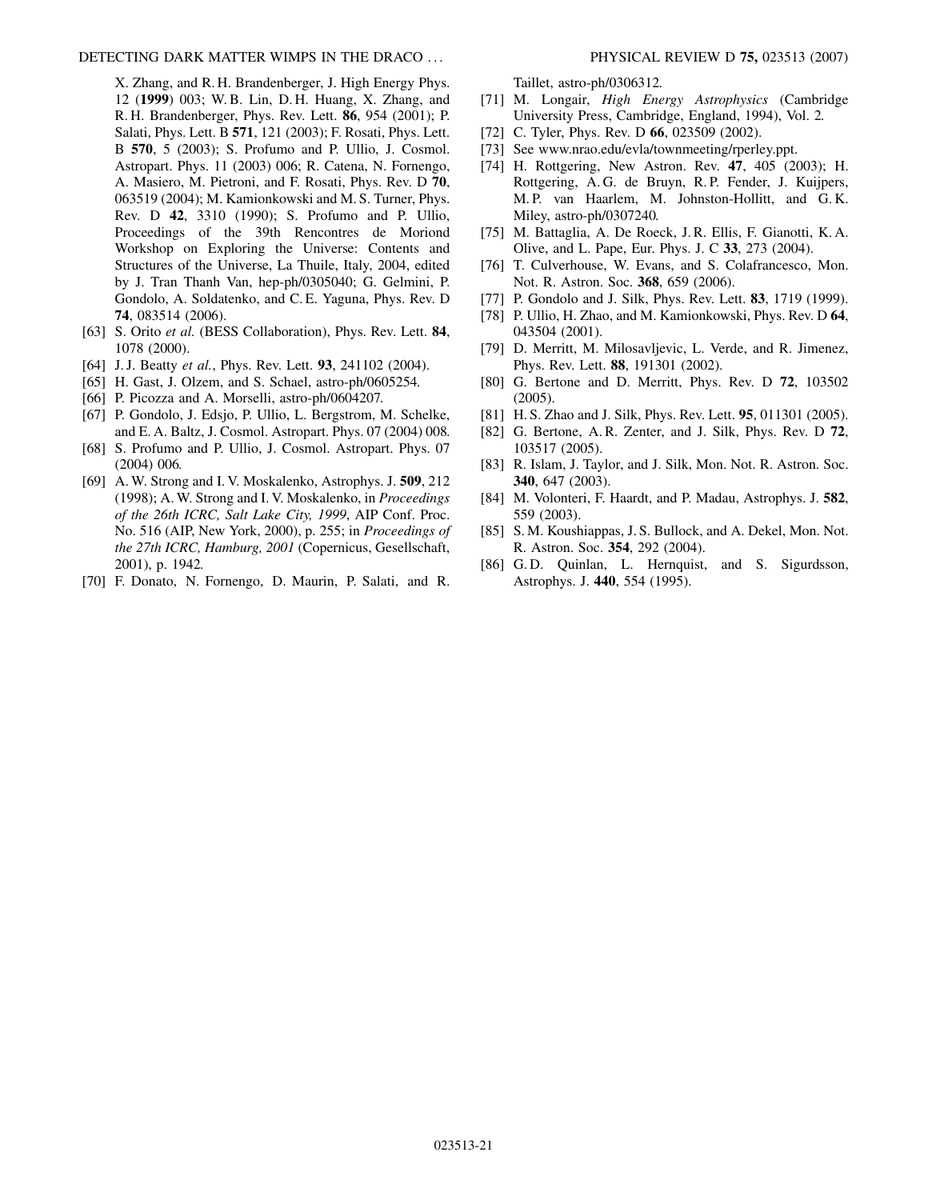X. Zhang, and R. H. Brandenberger, J. High Energy Phys. 12 (**1999**) 003; W. B. Lin, D. H. Huang, X. Zhang, and R. H. Brandenberger, Phys. Rev. Lett. **86**, 954 (2001); P. Salati, Phys. Lett. B **571**, 121 (2003); F. Rosati, Phys. Lett. B **570**, 5 (2003); S. Profumo and P. Ullio, J. Cosmol. Astropart. Phys. 11 (2003) 006; R. Catena, N. Fornengo, A. Masiero, M. Pietroni, and F. Rosati, Phys. Rev. D **70**, 063519 (2004); M. Kamionkowski and M. S. Turner, Phys. Rev. D **42**, 3310 (1990); S. Profumo and P. Ullio, Proceedings of the 39th Rencontres de Moriond Workshop on Exploring the Universe: Contents and Structures of the Universe, La Thuile, Italy, 2004, edited by J. Tran Thanh Van, hep-ph/0305040; G. Gelmini, P. Gondolo, A. Soldatenko, and C. E. Yaguna, Phys. Rev. D **74**, 083514 (2006).

[63] S. Orito *et al.* (BESS Collaboration), Phys. Rev. Lett. **84**, 1078 (2000).

[64] J. J. Beatty *et al.*, Phys. Rev. Lett. **93**, 241102 (2004).

[65] H. Gast, J. Olzem, and S. Schael, astro-ph/0605254.

[66] P. Picozza and A. Morselli, astro-ph/0604207.

[67] P. Gondolo, J. Edsjo, P. Ullio, L. Bergstrom, M. Schelke, and E. A. Baltz, J. Cosmol. Astropart. Phys. 07 (2004) 008.

[68] S. Profumo and P. Ullio, J. Cosmol. Astropart. Phys. 07 (2004) 006.

[69] A. W. Strong and I. V. Moskalenko, Astrophys. J. **509**, 212 (1998); A. W. Strong and I. V. Moskalenko, in *Proceedings of the 26th ICRC, Salt Lake City, 1999*, AIP Conf. Proc. No. 516 (AIP, New York, 2000), p. 255; in *Proceedings of the 27th ICRC, Hamburg, 2001* (Copernicus, Gesellschaft, 2001), p. 1942.

[70] F. Donato, N. Fornengo, D. Maurin, P. Salati, and R. Taillet, astro-ph/0306312.

[71] M. Longair, *High Energy Astrophysics* (Cambridge University Press, Cambridge, England, 1994), Vol. 2.

[72] C. Tyler, Phys. Rev. D **66**, 023509 (2002).

[73] See www.nrao.edu/evla/townmeeting/rperley.ppt.

[74] H. Rottgering, New Astron. Rev. **47**, 405 (2003); H. Rottgering, A. G. de Bruyn, R. P. Fender, J. Kuijpers, M. P. van Haarlem, M. Johnston-Hollitt, and G. K. Miley, astro-ph/0307240.

[75] M. Battaglia, A. De Roeck, J. R. Ellis, F. Gianotti, K. A. Olive, and L. Pape, Eur. Phys. J. C **33**, 273 (2004).

[76] T. Culverhouse, W. Evans, and S. Colafrancesco, Mon. Not. R. Astron. Soc. **368**, 659 (2006).

[77] P. Gondolo and J. Silk, Phys. Rev. Lett. **83**, 1719 (1999).

[78] P. Ullio, H. Zhao, and M. Kamionkowski, Phys. Rev. D **64**, 043504 (2001).

[79] D. Merritt, M. Milosavljevic, L. Verde, and R. Jimenez, Phys. Rev. Lett. **88**, 191301 (2002).

[80] G. Bertone and D. Merritt, Phys. Rev. D **72**, 103502 (2005).

[81] H. S. Zhao and J. Silk, Phys. Rev. Lett. **95**, 011301 (2005).

[82] G. Bertone, A. R. Zenter, and J. Silk, Phys. Rev. D **72**, 103517 (2005).

[83] R. Islam, J. Taylor, and J. Silk, Mon. Not. R. Astron. Soc. **340**, 647 (2003).

[84] M. Volonteri, F. Haardt, and P. Madau, Astrophys. J. **582**, 559 (2003).

[85] S. M. Koushiappas, J. S. Bullock, and A. Dekel, Mon. Not. R. Astron. Soc. **354**, 292 (2004).

[86] G. D. Quinlan, L. Hernquist, and S. Sigurdsson, Astrophys. J. **440**, 554 (1995).